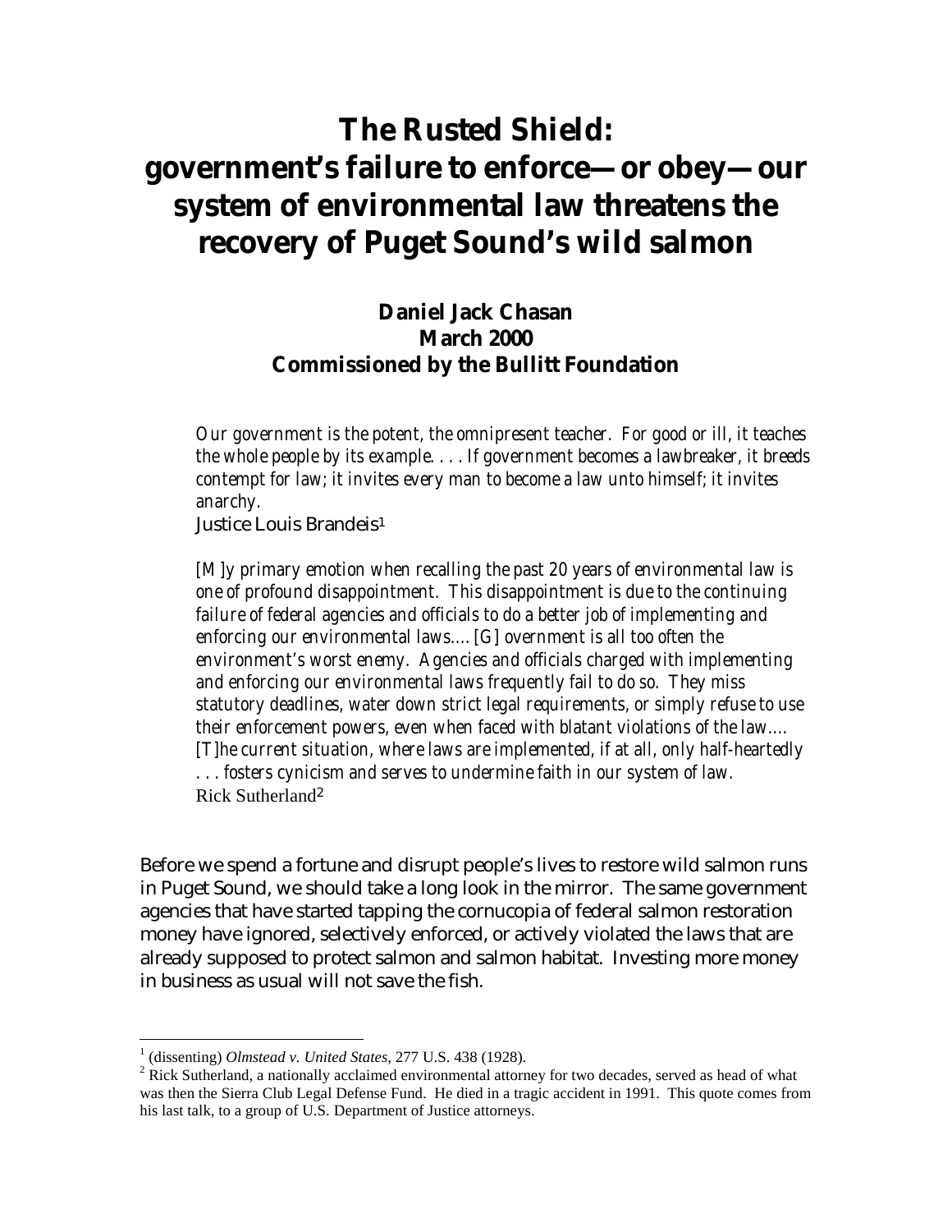# The Rusted Shield: government's failure to enforce—or obey—our system of environmental law threatens the recovery of Puget Sound's wild salmon

**Daniel Jack Chasan**
**March 2000**
**Commissioned by the Bullitt Foundation**

> *Our government is the potent, the omnipresent teacher. For good or ill, it teaches the whole people by its example. . . . If government becomes a lawbreaker, it breeds contempt for law; it invites every man to become a law unto himself; it invites anarchy.*
>
> Justice Louis Brandeis[1]

> *[M]y primary emotion when recalling the past 20 years of environmental law is one of profound disappointment. This disappointment is due to the continuing failure of federal agencies and officials to do a better job of implementing and enforcing our environmental laws.... [G] overnment is all too often the environment's worst enemy. Agencies and officials charged with implementing and enforcing our environmental laws frequently fail to do so. They miss statutory deadlines, water down strict legal requirements, or simply refuse to use their enforcement powers, even when faced with blatant violations of the law.... [T]he current situation, where laws are implemented, if at all, only half-heartedly . . . fosters cynicism and serves to undermine faith in our system of law.*
>
> Rick Sutherland[2]

Before we spend a fortune and disrupt people's lives to restore wild salmon runs in Puget Sound, we should take a long look in the mirror. The same government agencies that have started tapping the cornucopia of federal salmon restoration money have ignored, selectively enforced, or actively violated the laws that are already supposed to protect salmon and salmon habitat. Investing more money in business as usual will not save the fish.

---

[1] (dissenting) *Olmstead v. United States*, 277 U.S. 438 (1928).

[2] Rick Sutherland, a nationally acclaimed environmental attorney for two decades, served as head of what was then the Sierra Club Legal Defense Fund. He died in a tragic accident in 1991. This quote comes from his last talk, to a group of U.S. Department of Justice attorneys.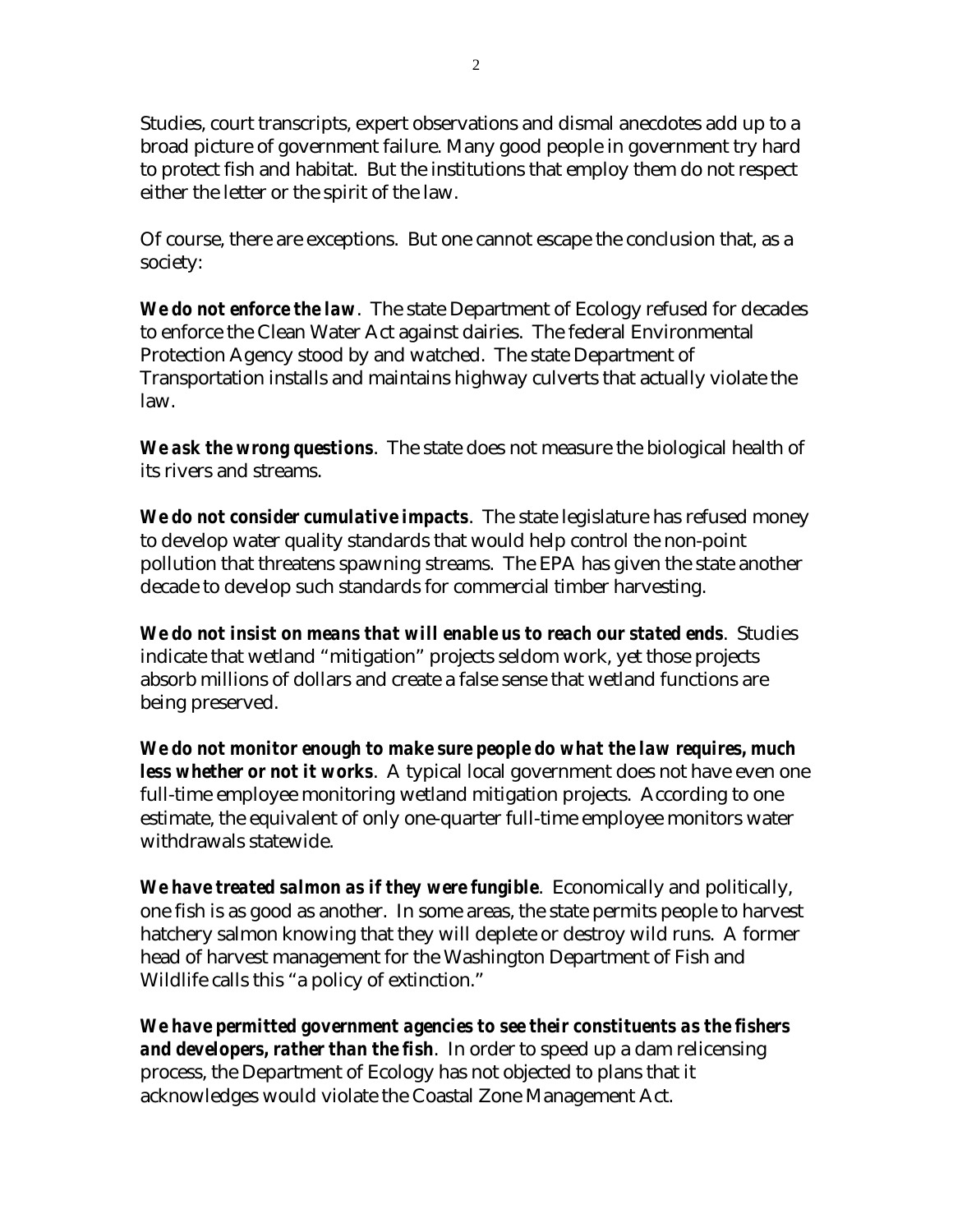Studies, court transcripts, expert observations and dismal anecdotes add up to a broad picture of government failure. Many good people in government try hard to protect fish and habitat. But the institutions that employ them do not respect either the letter or the spirit of the law.

Of course, there are exceptions. But one cannot escape the conclusion that, as a society:

***We do not enforce the law***. The state Department of Ecology refused for decades to enforce the Clean Water Act against dairies. The federal Environmental Protection Agency stood by and watched. The state Department of Transportation installs and maintains highway culverts that actually violate the law.

***We ask the wrong questions***. The state does not measure the biological health of its rivers and streams.

***We do not consider cumulative impacts***. The state legislature has refused money to develop water quality standards that would help control the non-point pollution that threatens spawning streams. The EPA has given the state another decade to develop such standards for commercial timber harvesting.

***We do not insist on means that will enable us to reach our stated ends***. Studies indicate that wetland "mitigation" projects seldom work, yet those projects absorb millions of dollars and create a false sense that wetland functions are being preserved.

***We do not monitor enough to make sure people do what the law requires, much less whether or not it works***. A typical local government does not have even one full-time employee monitoring wetland mitigation projects. According to one estimate, the equivalent of only one-quarter full-time employee monitors water withdrawals statewide.

***We have treated salmon as if they were fungible***. Economically and politically, one fish is as good as another. In some areas, the state permits people to harvest hatchery salmon knowing that they will deplete or destroy wild runs. A former head of harvest management for the Washington Department of Fish and Wildlife calls this "a policy of extinction."

***We have permitted government agencies to see their constituents as the fishers and developers, rather than the fish***. In order to speed up a dam relicensing process, the Department of Ecology has not objected to plans that it acknowledges would violate the Coastal Zone Management Act.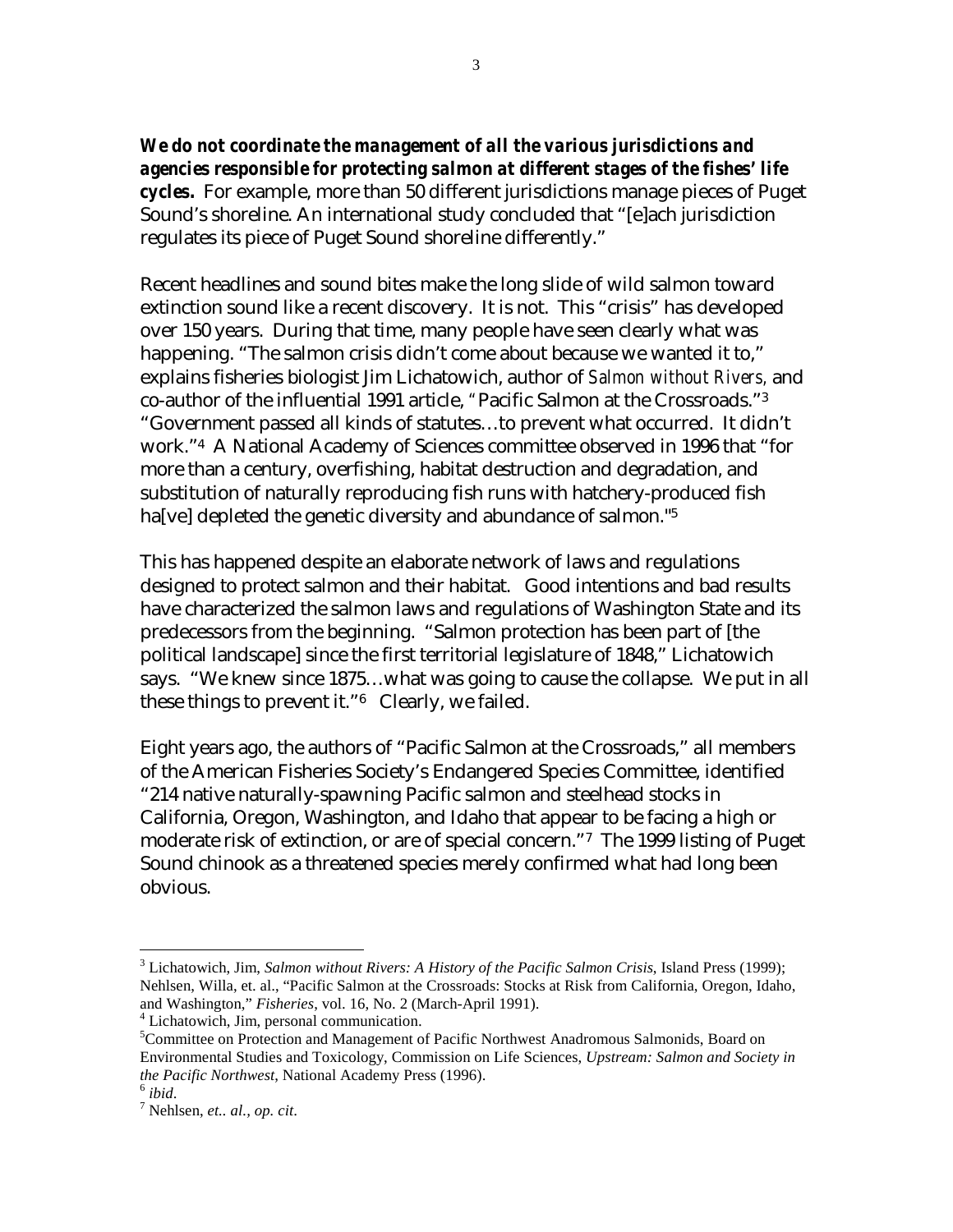***We do not coordinate the management of all the various jurisdictions and agencies responsible for protecting salmon at different stages of the fishes' life cycles.*** For example, more than 50 different jurisdictions manage pieces of Puget Sound's shoreline. An international study concluded that "[e]ach jurisdiction regulates its piece of Puget Sound shoreline differently."

Recent headlines and sound bites make the long slide of wild salmon toward extinction sound like a recent discovery. It is not. This "crisis" has developed over 150 years. During that time, many people have seen clearly what was happening. "The salmon crisis didn't come about because we wanted it to," explains fisheries biologist Jim Lichatowich, author of *Salmon without Rivers,* and co-author of the influential 1991 article, "Pacific Salmon at the Crossroads."[3] "Government passed all kinds of statutes…to prevent what occurred. It didn't work."[4] A National Academy of Sciences committee observed in 1996 that "for more than a century, overfishing, habitat destruction and degradation, and substitution of naturally reproducing fish runs with hatchery-produced fish ha[ve] depleted the genetic diversity and abundance of salmon."[5]

This has happened despite an elaborate network of laws and regulations designed to protect salmon and their habitat. Good intentions and bad results have characterized the salmon laws and regulations of Washington State and its predecessors from the beginning. "Salmon protection has been part of [the political landscape] since the first territorial legislature of 1848," Lichatowich says. "We knew since 1875…what was going to cause the collapse. We put in all these things to prevent it."[6] Clearly, we failed.

Eight years ago, the authors of "Pacific Salmon at the Crossroads," all members of the American Fisheries Society's Endangered Species Committee, identified "214 native naturally-spawning Pacific salmon and steelhead stocks in California, Oregon, Washington, and Idaho that appear to be facing a high or moderate risk of extinction, or are of special concern."[7] The 1999 listing of Puget Sound chinook as a threatened species merely confirmed what had long been obvious.

---

[3] Lichatowich, Jim, *Salmon without Rivers: A History of the Pacific Salmon Crisis*, Island Press (1999); Nehlsen, Willa, et. al., "Pacific Salmon at the Crossroads: Stocks at Risk from California, Oregon, Idaho, and Washington," *Fisheries*, vol. 16, No. 2 (March-April 1991).

[4] Lichatowich, Jim, personal communication.

[5] Committee on Protection and Management of Pacific Northwest Anadromous Salmonids, Board on Environmental Studies and Toxicology, Commission on Life Sciences, *Upstream: Salmon and Society in the Pacific Northwest*, National Academy Press (1996).

[6] *ibid*.

[7] Nehlsen, *et.. al.*, *op. cit*.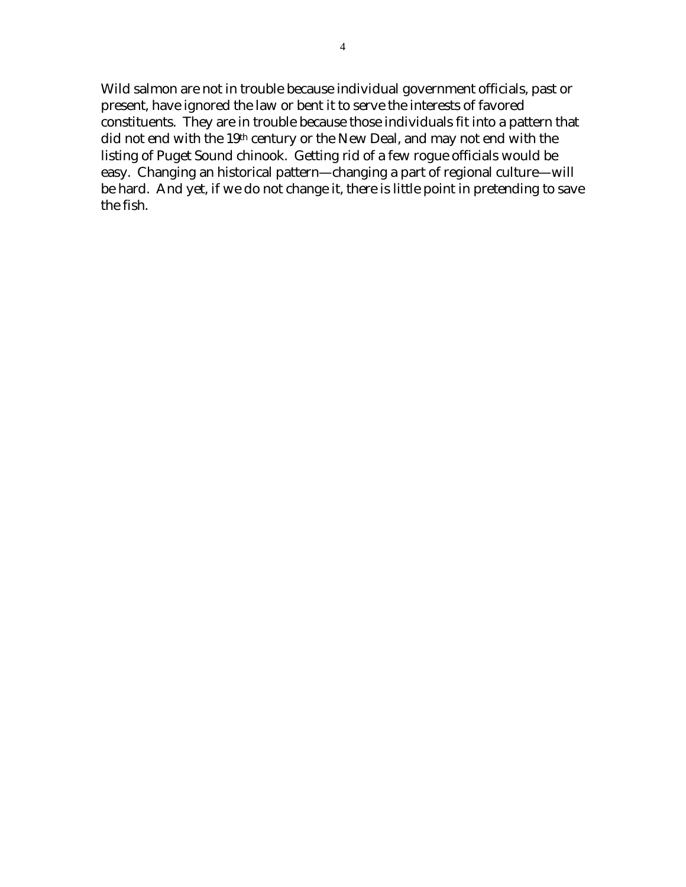Wild salmon are not in trouble because individual government officials, past or present, have ignored the law or bent it to serve the interests of favored constituents. They are in trouble because those individuals fit into a pattern that did not end with the 19th century or the New Deal, and may not end with the listing of Puget Sound chinook. Getting rid of a few rogue officials would be easy. Changing an historical pattern—changing a part of regional culture—will be hard. And yet, if we do not change it, there is little point in pretending to save the fish.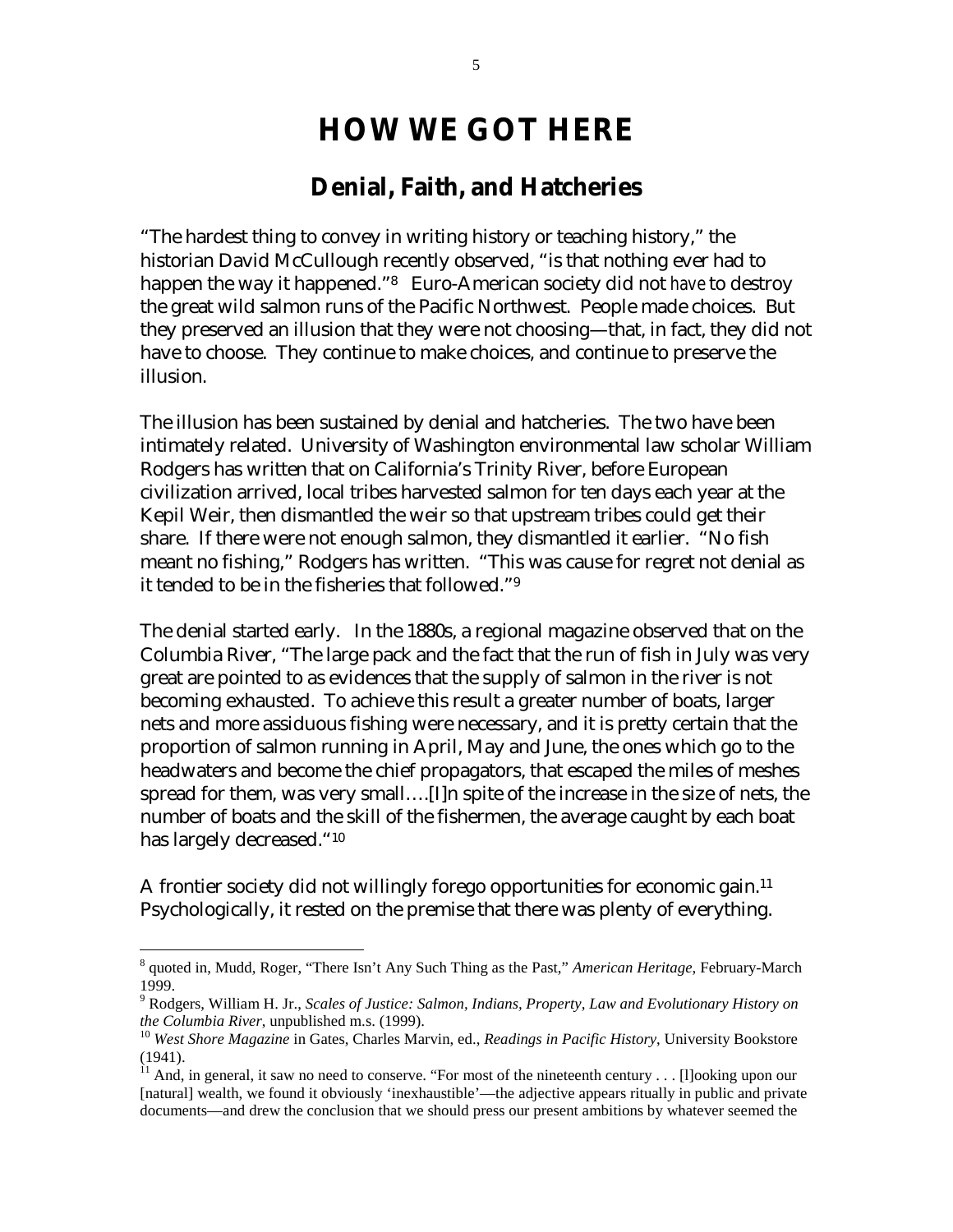# HOW WE GOT HERE

## Denial, Faith, and Hatcheries

"The hardest thing to convey in writing history or teaching history," the historian David McCullough recently observed, "is that nothing ever had to happen the way it happened."[8] Euro-American society did not *have* to destroy the great wild salmon runs of the Pacific Northwest. People made choices. But they preserved an illusion that they were not choosing—that, in fact, they did not have to choose. They continue to make choices, and continue to preserve the illusion.

The illusion has been sustained by denial and hatcheries. The two have been intimately related. University of Washington environmental law scholar William Rodgers has written that on California's Trinity River, before European civilization arrived, local tribes harvested salmon for ten days each year at the Kepil Weir, then dismantled the weir so that upstream tribes could get their share. If there were not enough salmon, they dismantled it earlier. "No fish meant no fishing," Rodgers has written. "This was cause for regret not denial as it tended to be in the fisheries that followed."[9]

The denial started early. In the 1880s, a regional magazine observed that on the Columbia River, "The large pack and the fact that the run of fish in July was very great are pointed to as evidences that the supply of salmon in the river is not becoming exhausted. To achieve this result a greater number of boats, larger nets and more assiduous fishing were necessary, and it is pretty certain that the proportion of salmon running in April, May and June, the ones which go to the headwaters and become the chief propagators, that escaped the miles of meshes spread for them, was very small….[I]n spite of the increase in the size of nets, the number of boats and the skill of the fishermen, the average caught by each boat has largely decreased."[10]

A frontier society did not willingly forego opportunities for economic gain.[11] Psychologically, it rested on the premise that there was plenty of everything.

---

[8] quoted in, Mudd, Roger, "There Isn't Any Such Thing as the Past," *American Heritage*, February-March 1999.

[9] Rodgers, William H. Jr., *Scales of Justice: Salmon, Indians, Property, Law and Evolutionary History on the Columbia River*, unpublished m.s. (1999).

[10] *West Shore Magazine* in Gates, Charles Marvin, ed., *Readings in Pacific History*, University Bookstore (1941).

[11] And, in general, it saw no need to conserve. "For most of the nineteenth century . . . [l]ooking upon our [natural] wealth, we found it obviously 'inexhaustible'—the adjective appears ritually in public and private documents—and drew the conclusion that we should press our present ambitions by whatever seemed the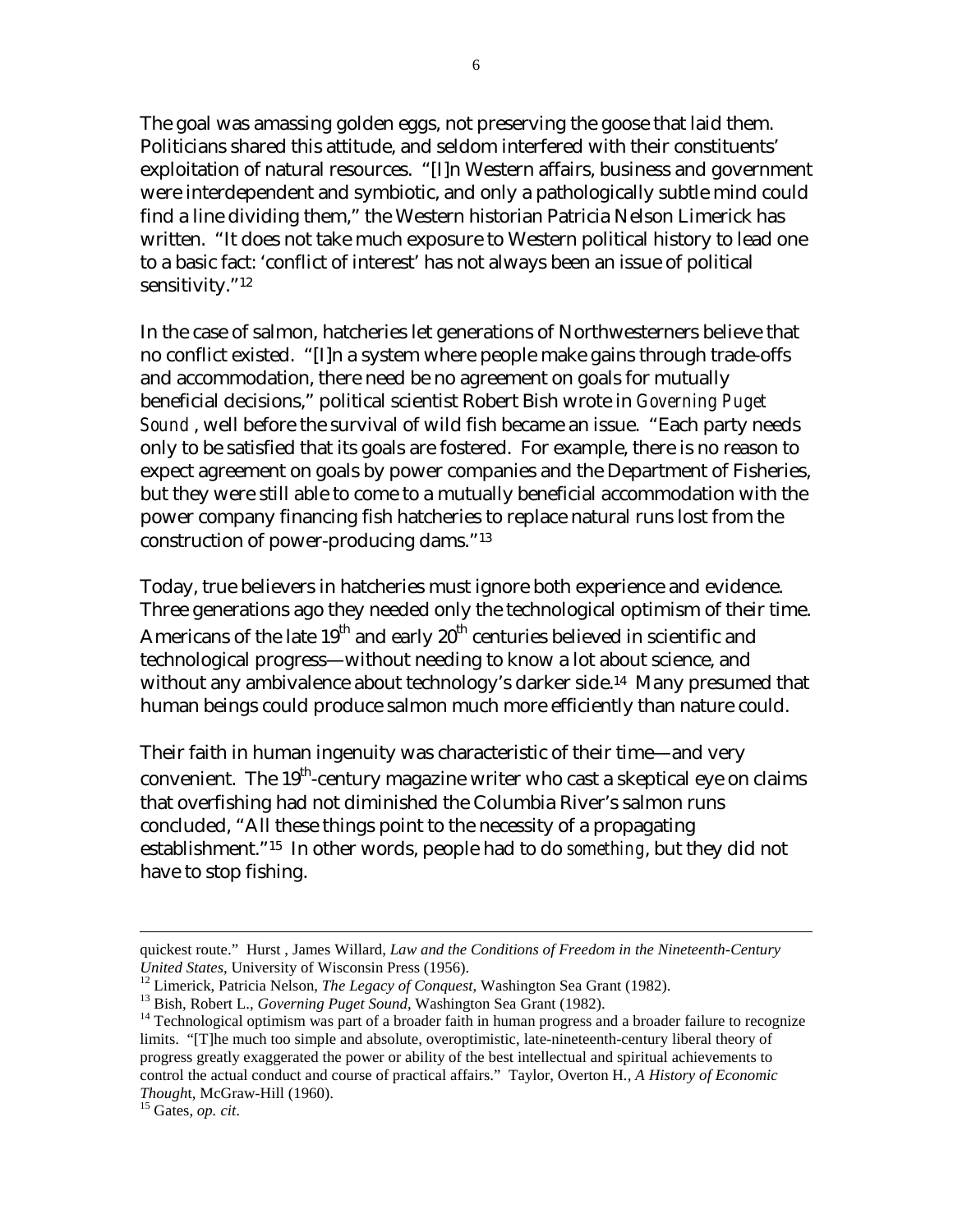The goal was amassing golden eggs, not preserving the goose that laid them. Politicians shared this attitude, and seldom interfered with their constituents' exploitation of natural resources. "[I]n Western affairs, business and government were interdependent and symbiotic, and only a pathologically subtle mind could find a line dividing them," the Western historian Patricia Nelson Limerick has written. "It does not take much exposure to Western political history to lead one to a basic fact: 'conflict of interest' has not always been an issue of political sensitivity."[12]

In the case of salmon, hatcheries let generations of Northwesterners believe that no conflict existed. "[I]n a system where people make gains through trade-offs and accommodation, there need be no agreement on goals for mutually beneficial decisions," political scientist Robert Bish wrote in *Governing Puget Sound*, well before the survival of wild fish became an issue. "Each party needs only to be satisfied that its goals are fostered. For example, there is no reason to expect agreement on goals by power companies and the Department of Fisheries, but they were still able to come to a mutually beneficial accommodation with the power company financing fish hatcheries to replace natural runs lost from the construction of power-producing dams."[13]

Today, true believers in hatcheries must ignore both experience and evidence. Three generations ago they needed only the technological optimism of their time. Americans of the late 19th and early 20th centuries believed in scientific and technological progress—without needing to know a lot about science, and without any ambivalence about technology's darker side.[14] Many presumed that human beings could produce salmon much more efficiently than nature could.

Their faith in human ingenuity was characteristic of their time—and very convenient. The 19th-century magazine writer who cast a skeptical eye on claims that overfishing had not diminished the Columbia River's salmon runs concluded, "All these things point to the necessity of a propagating establishment."[15] In other words, people had to do *something*, but they did not have to stop fishing.

---

quickest route." Hurst , James Willard, *Law and the Conditions of Freedom in the Nineteenth-Century United States*, University of Wisconsin Press (1956).

[12] Limerick, Patricia Nelson, *The Legacy of Conquest*, Washington Sea Grant (1982).

[13] Bish, Robert L., *Governing Puget Sound*, Washington Sea Grant (1982).

[14] Technological optimism was part of a broader faith in human progress and a broader failure to recognize limits. "[T]he much too simple and absolute, overoptimistic, late-nineteenth-century liberal theory of progress greatly exaggerated the power or ability of the best intellectual and spiritual achievements to control the actual conduct and course of practical affairs." Taylor, Overton H., *A History of Economic Thought*, McGraw-Hill (1960).

[15] Gates, *op. cit*.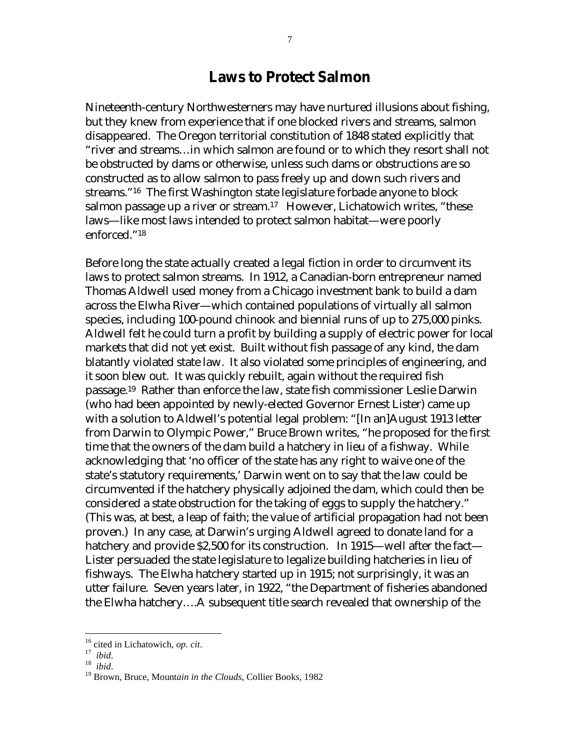## Laws to Protect Salmon

Nineteenth-century Northwesterners may have nurtured illusions about fishing, but they knew from experience that if one blocked rivers and streams, salmon disappeared. The Oregon territorial constitution of 1848 stated explicitly that "river and streams…in which salmon are found or to which they resort shall not be obstructed by dams or otherwise, unless such dams or obstructions are so constructed as to allow salmon to pass freely up and down such rivers and streams."[16] The first Washington state legislature forbade anyone to block salmon passage up a river or stream.[17] However, Lichatowich writes, "these laws—like most laws intended to protect salmon habitat—were poorly enforced."[18]

Before long the state actually created a legal fiction in order to circumvent its laws to protect salmon streams. In 1912, a Canadian-born entrepreneur named Thomas Aldwell used money from a Chicago investment bank to build a dam across the Elwha River—which contained populations of virtually all salmon species, including 100-pound chinook and biennial runs of up to 275,000 pinks. Aldwell felt he could turn a profit by building a supply of electric power for local markets that did not yet exist. Built without fish passage of any kind, the dam blatantly violated state law. It also violated some principles of engineering, and it soon blew out. It was quickly rebuilt, again without the required fish passage.[19] Rather than enforce the law, state fish commissioner Leslie Darwin (who had been appointed by newly-elected Governor Ernest Lister) came up with a solution to Aldwell's potential legal problem: "[In an]August 1913 letter from Darwin to Olympic Power," Bruce Brown writes, "he proposed for the first time that the owners of the dam build a hatchery in lieu of a fishway. While acknowledging that 'no officer of the state has any right to waive one of the state's statutory requirements,' Darwin went on to say that the law could be circumvented if the hatchery physically adjoined the dam, which could then be considered a state obstruction for the taking of eggs to supply the hatchery." (This was, at best, a leap of faith; the value of artificial propagation had not been proven.) In any case, at Darwin's urging Aldwell agreed to donate land for a hatchery and provide $2,500 for its construction. In 1915—well after the fact—Lister persuaded the state legislature to legalize building hatcheries in lieu of fishways. The Elwha hatchery started up in 1915; not surprisingly, it was an utter failure. Seven years later, in 1922, "the Department of fisheries abandoned the Elwha hatchery….A subsequent title search revealed that ownership of the

---

[16] cited in Lichatowich, *op. cit*.

[17] *ibid*.

[18] *ibid*.

[19] Brown, Bruce, *Mountain in the Clouds*, Collier Books, 1982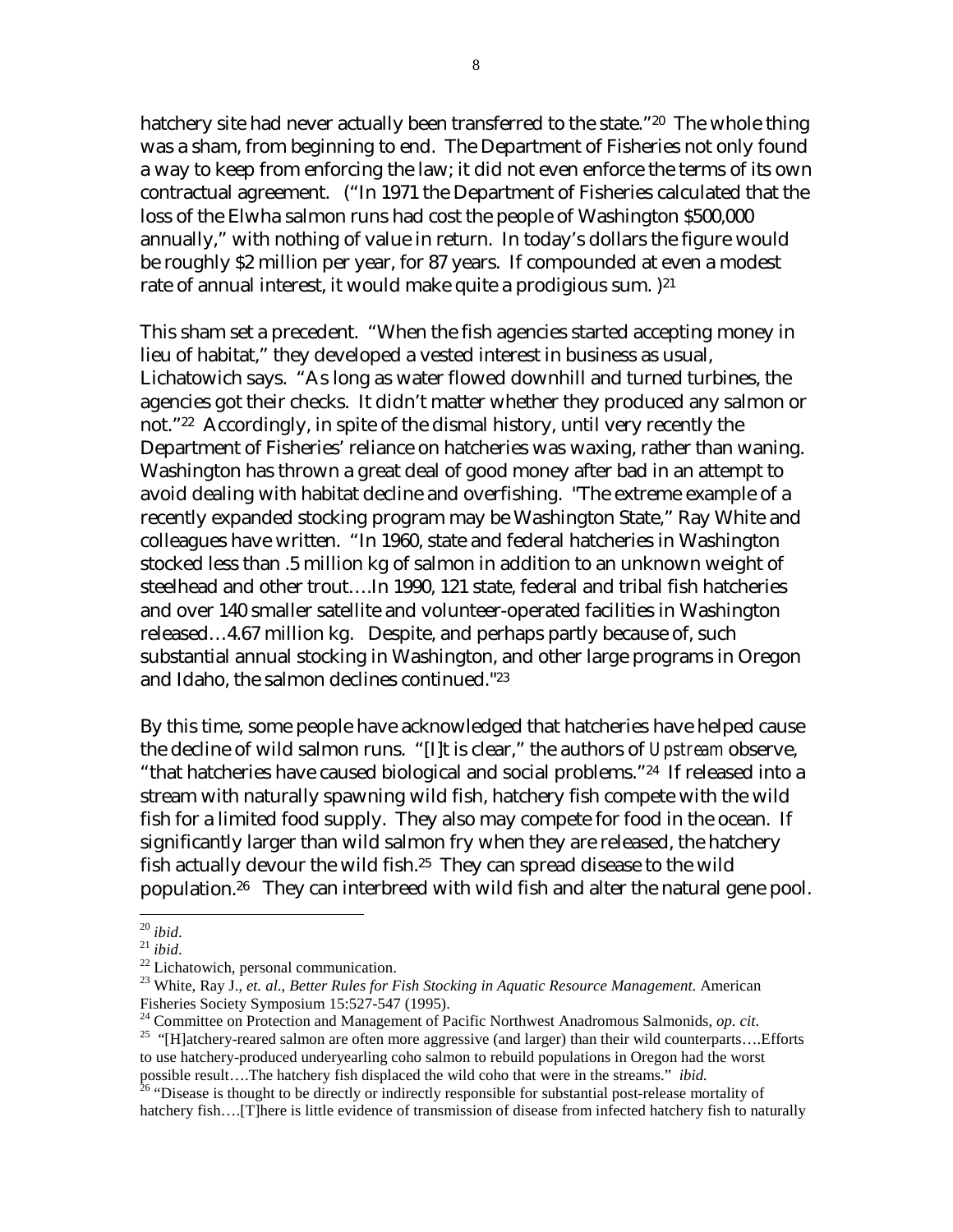hatchery site had never actually been transferred to the state."[20] The whole thing was a sham, from beginning to end. The Department of Fisheries not only found a way to keep from enforcing the law; it did not even enforce the terms of its own contractual agreement. ("In 1971 the Department of Fisheries calculated that the loss of the Elwha salmon runs had cost the people of Washington $500,000 annually," with nothing of value in return. In today's dollars the figure would be roughly $2 million per year, for 87 years. If compounded at even a modest rate of annual interest, it would make quite a prodigious sum. )[21]

This sham set a precedent. "When the fish agencies started accepting money in lieu of habitat," they developed a vested interest in business as usual, Lichatowich says. "As long as water flowed downhill and turned turbines, the agencies got their checks. It didn't matter whether they produced any salmon or not."[22] Accordingly, in spite of the dismal history, until very recently the Department of Fisheries' reliance on hatcheries was waxing, rather than waning. Washington has thrown a great deal of good money after bad in an attempt to avoid dealing with habitat decline and overfishing. "The extreme example of a recently expanded stocking program may be Washington State," Ray White and colleagues have written. "In 1960, state and federal hatcheries in Washington stocked less than .5 million kg of salmon in addition to an unknown weight of steelhead and other trout….In 1990, 121 state, federal and tribal fish hatcheries and over 140 smaller satellite and volunteer-operated facilities in Washington released…4.67 million kg. Despite, and perhaps partly because of, such substantial annual stocking in Washington, and other large programs in Oregon and Idaho, the salmon declines continued."[23]

By this time, some people have acknowledged that hatcheries have helped cause the decline of wild salmon runs. "[I]t is clear," the authors of *Upstream* observe, "that hatcheries have caused biological and social problems."[24] If released into a stream with naturally spawning wild fish, hatchery fish compete with the wild fish for a limited food supply. They also may compete for food in the ocean. If significantly larger than wild salmon fry when they are released, the hatchery fish actually devour the wild fish.[25] They can spread disease to the wild population.[26] They can interbreed with wild fish and alter the natural gene pool.

---

[20] *ibid*.

[21] *ibid*.

[22] Lichatowich, personal communication.

[23] White, Ray J., *et. al*., *Better Rules for Fish Stocking in Aquatic Resource Management.* American Fisheries Society Symposium 15:527-547 (1995).

[24] Committee on Protection and Management of Pacific Northwest Anadromous Salmonids, *op. cit*.

[25] "[H]atchery-reared salmon are often more aggressive (and larger) than their wild counterparts….Efforts to use hatchery-produced underyearling coho salmon to rebuild populations in Oregon had the worst possible result….The hatchery fish displaced the wild coho that were in the streams." *ibid.*

[26] "Disease is thought to be directly or indirectly responsible for substantial post-release mortality of hatchery fish….[T]here is little evidence of transmission of disease from infected hatchery fish to naturally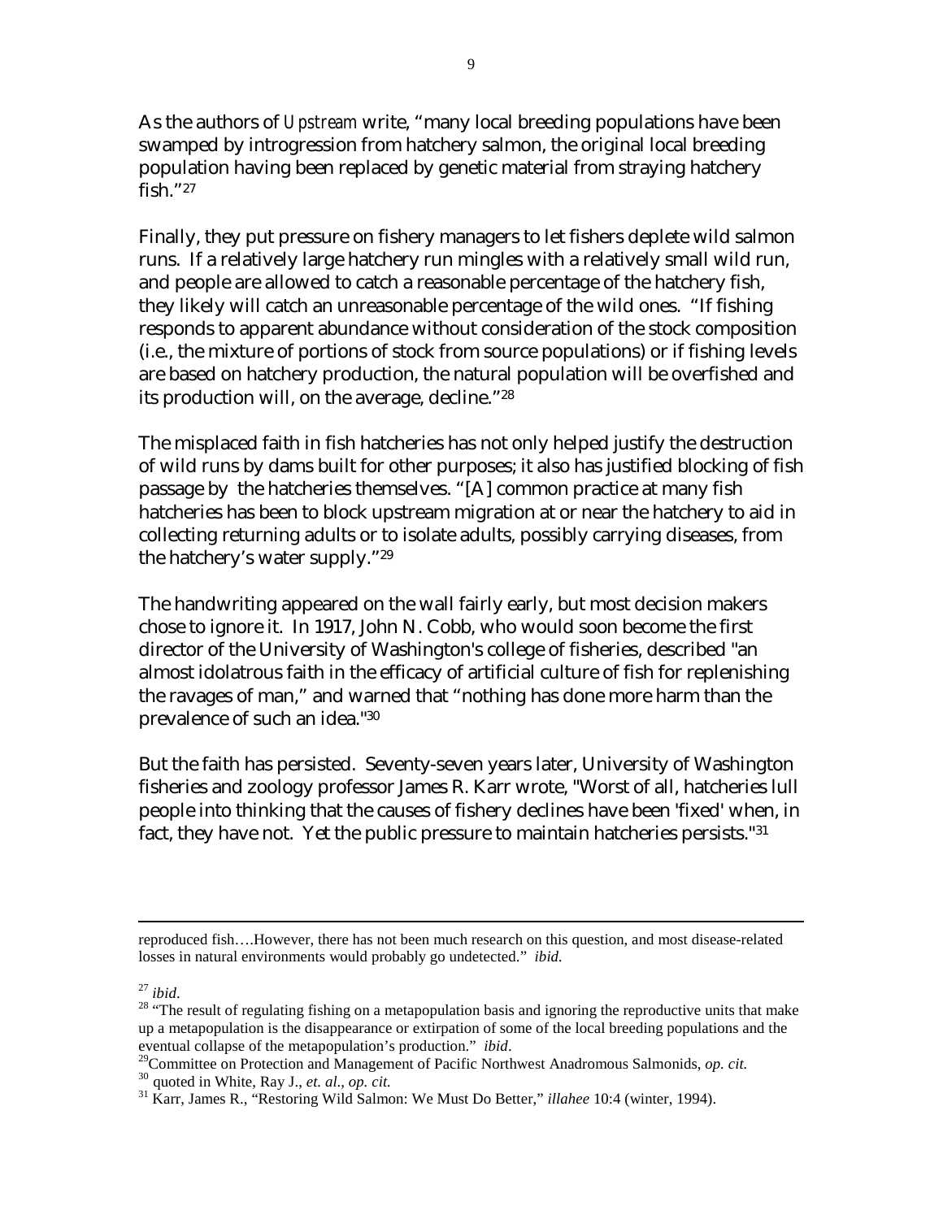As the authors of *Upstream* write, "many local breeding populations have been swamped by introgression from hatchery salmon, the original local breeding population having been replaced by genetic material from straying hatchery fish."[27]

Finally, they put pressure on fishery managers to let fishers deplete wild salmon runs. If a relatively large hatchery run mingles with a relatively small wild run, and people are allowed to catch a reasonable percentage of the hatchery fish, they likely will catch an unreasonable percentage of the wild ones. "If fishing responds to apparent abundance without consideration of the stock composition (i.e., the mixture of portions of stock from source populations) or if fishing levels are based on hatchery production, the natural population will be overfished and its production will, on the average, decline."[28]

The misplaced faith in fish hatcheries has not only helped justify the destruction of wild runs by dams built for other purposes; it also has justified blocking of fish passage by the hatcheries themselves. "[A] common practice at many fish hatcheries has been to block upstream migration at or near the hatchery to aid in collecting returning adults or to isolate adults, possibly carrying diseases, from the hatchery's water supply."[29]

The handwriting appeared on the wall fairly early, but most decision makers chose to ignore it. In 1917, John N. Cobb, who would soon become the first director of the University of Washington's college of fisheries, described "an almost idolatrous faith in the efficacy of artificial culture of fish for replenishing the ravages of man," and warned that "nothing has done more harm than the prevalence of such an idea."[30]

But the faith has persisted. Seventy-seven years later, University of Washington fisheries and zoology professor James R. Karr wrote, "Worst of all, hatcheries lull people into thinking that the causes of fishery declines have been 'fixed' when, in fact, they have not. Yet the public pressure to maintain hatcheries persists."[31]

---

reproduced fish….However, there has not been much research on this question, and most disease-related losses in natural environments would probably go undetected." *ibid.*

[27] *ibid*.

[28] "The result of regulating fishing on a metapopulation basis and ignoring the reproductive units that make up a metapopulation is the disappearance or extirpation of some of the local breeding populations and the eventual collapse of the metapopulation's production." *ibid*.

[29] Committee on Protection and Management of Pacific Northwest Anadromous Salmonids, *op. cit.*

[30] quoted in White, Ray J., *et. al*., *op. cit.*

[31] Karr, James R., "Restoring Wild Salmon: We Must Do Better," *illahee* 10:4 (winter, 1994).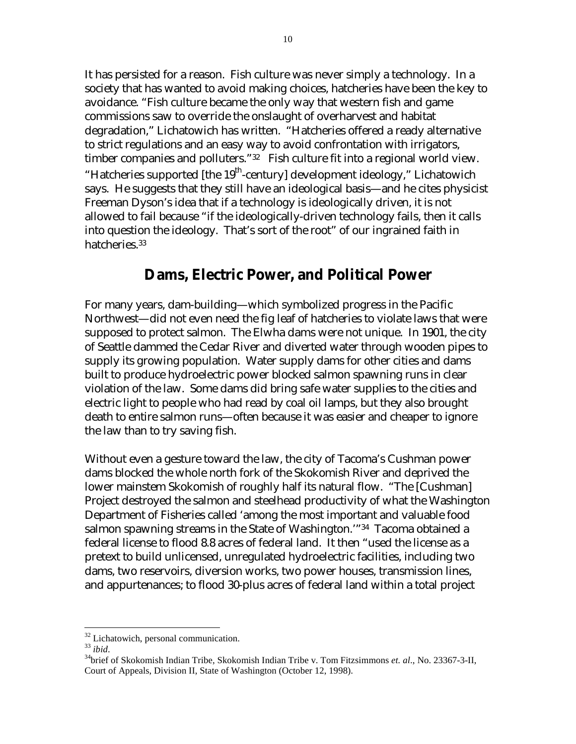It has persisted for a reason. Fish culture was never simply a technology. In a society that has wanted to avoid making choices, hatcheries have been the key to avoidance. "Fish culture became the only way that western fish and game commissions saw to override the onslaught of overharvest and habitat degradation," Lichatowich has written. "Hatcheries offered a ready alternative to strict regulations and an easy way to avoid confrontation with irrigators, timber companies and polluters."[32] Fish culture fit into a regional world view. "Hatcheries supported [the 19th-century] development ideology," Lichatowich says. He suggests that they still have an ideological basis—and he cites physicist Freeman Dyson's idea that if a technology is ideologically driven, it is not allowed to fail because "if the ideologically-driven technology fails, then it calls into question the ideology. That's sort of the root" of our ingrained faith in hatcheries.[33]

## Dams, Electric Power, and Political Power

For many years, dam-building—which symbolized progress in the Pacific Northwest—did not even need the fig leaf of hatcheries to violate laws that were supposed to protect salmon. The Elwha dams were not unique. In 1901, the city of Seattle dammed the Cedar River and diverted water through wooden pipes to supply its growing population. Water supply dams for other cities and dams built to produce hydroelectric power blocked salmon spawning runs in clear violation of the law. Some dams did bring safe water supplies to the cities and electric light to people who had read by coal oil lamps, but they also brought death to entire salmon runs—often because it was easier and cheaper to ignore the law than to try saving fish.

Without even a gesture toward the law, the city of Tacoma's Cushman power dams blocked the whole north fork of the Skokomish River and deprived the lower mainstem Skokomish of roughly half its natural flow. "The [Cushman] Project destroyed the salmon and steelhead productivity of what the Washington Department of Fisheries called 'among the most important and valuable food salmon spawning streams in the State of Washington.'"[34] Tacoma obtained a federal license to flood 8.8 acres of federal land. It then "used the license as a pretext to build unlicensed, unregulated hydroelectric facilities, including two dams, two reservoirs, diversion works, two power houses, transmission lines, and appurtenances; to flood 30-plus acres of federal land within a total project

---

[32] Lichatowich, personal communication.

[33] *ibid*.

[34] brief of Skokomish Indian Tribe, Skokomish Indian Tribe v. Tom Fitzsimmons *et. al*., No. 23367-3-II, Court of Appeals, Division II, State of Washington (October 12, 1998).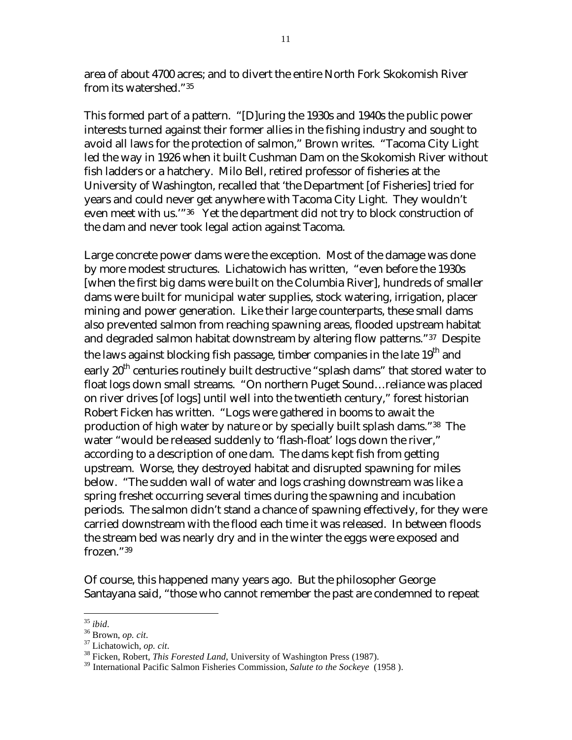area of about 4700 acres; and to divert the entire North Fork Skokomish River from its watershed."[35]

This formed part of a pattern. "[D]uring the 1930s and 1940s the public power interests turned against their former allies in the fishing industry and sought to avoid all laws for the protection of salmon," Brown writes. "Tacoma City Light led the way in 1926 when it built Cushman Dam on the Skokomish River without fish ladders or a hatchery. Milo Bell, retired professor of fisheries at the University of Washington, recalled that 'the Department [of Fisheries] tried for years and could never get anywhere with Tacoma City Light. They wouldn't even meet with us.'"[36] Yet the department did not try to block construction of the dam and never took legal action against Tacoma.

Large concrete power dams were the exception. Most of the damage was done by more modest structures. Lichatowich has written, "even before the 1930s [when the first big dams were built on the Columbia River], hundreds of smaller dams were built for municipal water supplies, stock watering, irrigation, placer mining and power generation. Like their large counterparts, these small dams also prevented salmon from reaching spawning areas, flooded upstream habitat and degraded salmon habitat downstream by altering flow patterns."[37] Despite the laws against blocking fish passage, timber companies in the late 19th and early 20th centuries routinely built destructive "splash dams" that stored water to float logs down small streams. "On northern Puget Sound…reliance was placed on river drives [of logs] until well into the twentieth century," forest historian Robert Ficken has written. "Logs were gathered in booms to await the production of high water by nature or by specially built splash dams."[38] The water "would be released suddenly to 'flash-float' logs down the river," according to a description of one dam. The dams kept fish from getting upstream. Worse, they destroyed habitat and disrupted spawning for miles below. "The sudden wall of water and logs crashing downstream was like a spring freshet occurring several times during the spawning and incubation periods. The salmon didn't stand a chance of spawning effectively, for they were carried downstream with the flood each time it was released. In between floods the stream bed was nearly dry and in the winter the eggs were exposed and frozen."[39]

Of course, this happened many years ago. But the philosopher George Santayana said, "those who cannot remember the past are condemned to repeat

---

[35] *ibid*.

[36] Brown, *op. cit*.

[37] Lichatowich, *op. cit*.

[38] Ficken, Robert, *This Forested Land*, University of Washington Press (1987).

[39] International Pacific Salmon Fisheries Commission, *Salute to the Sockeye* (1958 ).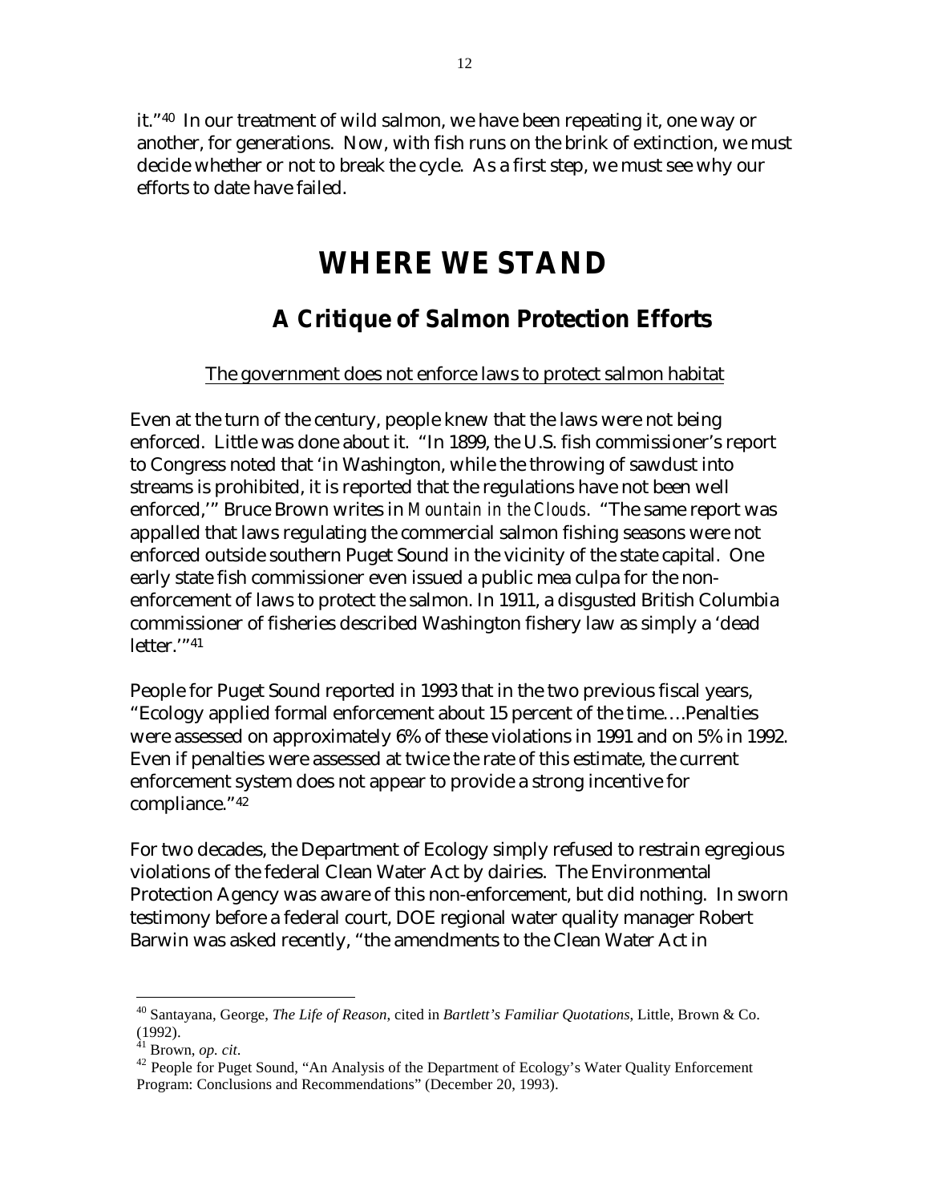it."[40] In our treatment of wild salmon, we have been repeating it, one way or another, for generations. Now, with fish runs on the brink of extinction, we must decide whether or not to break the cycle. As a first step, we must see why our efforts to date have failed.

# WHERE WE STAND

## A Critique of Salmon Protection Efforts

<u>The government does not enforce laws to protect salmon habitat</u>

Even at the turn of the century, people knew that the laws were not being enforced. Little was done about it. "In 1899, the U.S. fish commissioner's report to Congress noted that 'in Washington, while the throwing of sawdust into streams is prohibited, it is reported that the regulations have not been well enforced,'" Bruce Brown writes in *Mountain in the Clouds*. "The same report was appalled that laws regulating the commercial salmon fishing seasons were not enforced outside southern Puget Sound in the vicinity of the state capital. One early state fish commissioner even issued a public mea culpa for the non-enforcement of laws to protect the salmon. In 1911, a disgusted British Columbia commissioner of fisheries described Washington fishery law as simply a 'dead letter.'"[41]

People for Puget Sound reported in 1993 that in the two previous fiscal years, "Ecology applied formal enforcement about 15 percent of the time….Penalties were assessed on approximately 6% of these violations in 1991 and on 5% in 1992. Even if penalties were assessed at twice the rate of this estimate, the current enforcement system does not appear to provide a strong incentive for compliance."[42]

For two decades, the Department of Ecology simply refused to restrain egregious violations of the federal Clean Water Act by dairies. The Environmental Protection Agency was aware of this non-enforcement, but did nothing. In sworn testimony before a federal court, DOE regional water quality manager Robert Barwin was asked recently, "the amendments to the Clean Water Act in

---

[40] Santayana, George, *The Life of Reason*, cited in *Bartlett's Familiar Quotations*, Little, Brown & Co. (1992).

[41] Brown, *op. cit*.

[42] People for Puget Sound, "An Analysis of the Department of Ecology's Water Quality Enforcement Program: Conclusions and Recommendations" (December 20, 1993).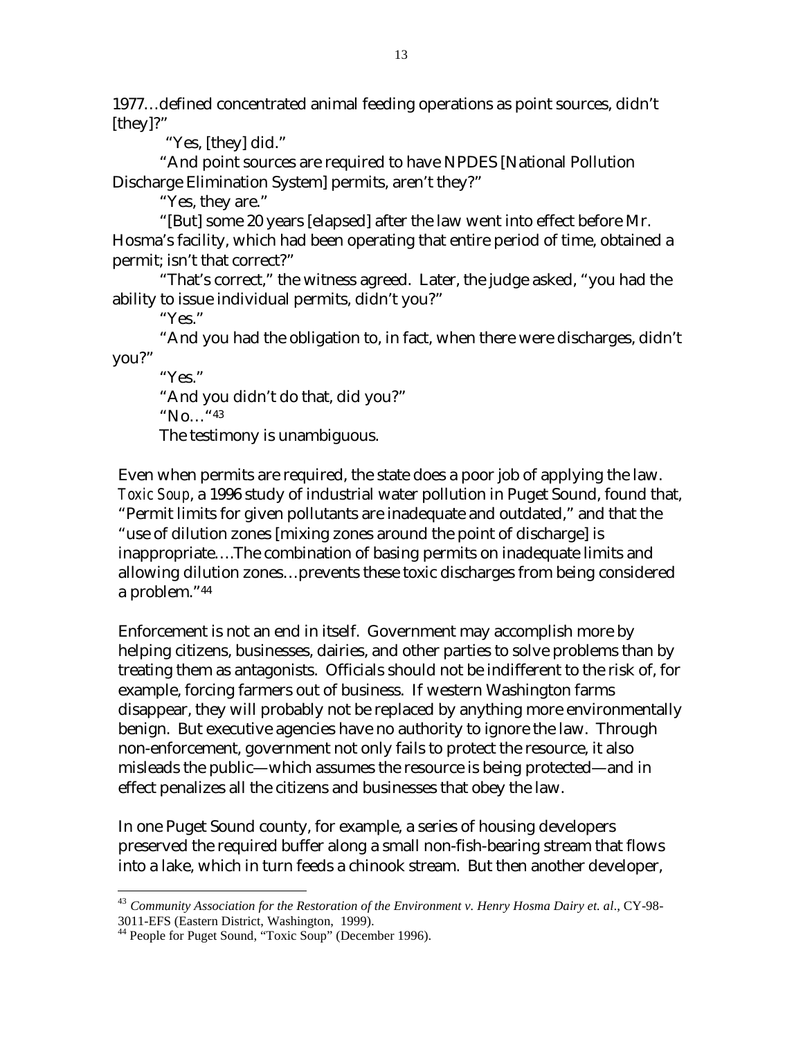1977…defined concentrated animal feeding operations as point sources, didn't [they]?"

"Yes, [they] did."

"And point sources are required to have NPDES [National Pollution Discharge Elimination System] permits, aren't they?"

"Yes, they are."

"[But] some 20 years [elapsed] after the law went into effect before Mr. Hosma's facility, which had been operating that entire period of time, obtained a permit; isn't that correct?"

"That's correct," the witness agreed. Later, the judge asked, "you had the ability to issue individual permits, didn't you?"

"Yes."

"And you had the obligation to, in fact, when there were discharges, didn't you?"

"Yes."

"And you didn't do that, did you?"

"No…"[43]

The testimony is unambiguous.

Even when permits are required, the state does a poor job of applying the law. *Toxic Soup*, a 1996 study of industrial water pollution in Puget Sound, found that, "Permit limits for given pollutants are inadequate and outdated," and that the "use of dilution zones [mixing zones around the point of discharge] is inappropriate….The combination of basing permits on inadequate limits and allowing dilution zones…prevents these toxic discharges from being considered a problem."[44]

Enforcement is not an end in itself. Government may accomplish more by helping citizens, businesses, dairies, and other parties to solve problems than by treating them as antagonists. Officials should not be indifferent to the risk of, for example, forcing farmers out of business. If western Washington farms disappear, they will probably not be replaced by anything more environmentally benign. But executive agencies have no authority to ignore the law. Through non-enforcement, government not only fails to protect the resource, it also misleads the public—which assumes the resource is being protected—and in effect penalizes all the citizens and businesses that obey the law.

In one Puget Sound county, for example, a series of housing developers preserved the required buffer along a small non-fish-bearing stream that flows into a lake, which in turn feeds a chinook stream. But then another developer,

---

[43] *Community Association for the Restoration of the Environment v. Henry Hosma Dairy et. al*., CY-98-3011-EFS (Eastern District, Washington, 1999).

[44] People for Puget Sound, "Toxic Soup" (December 1996).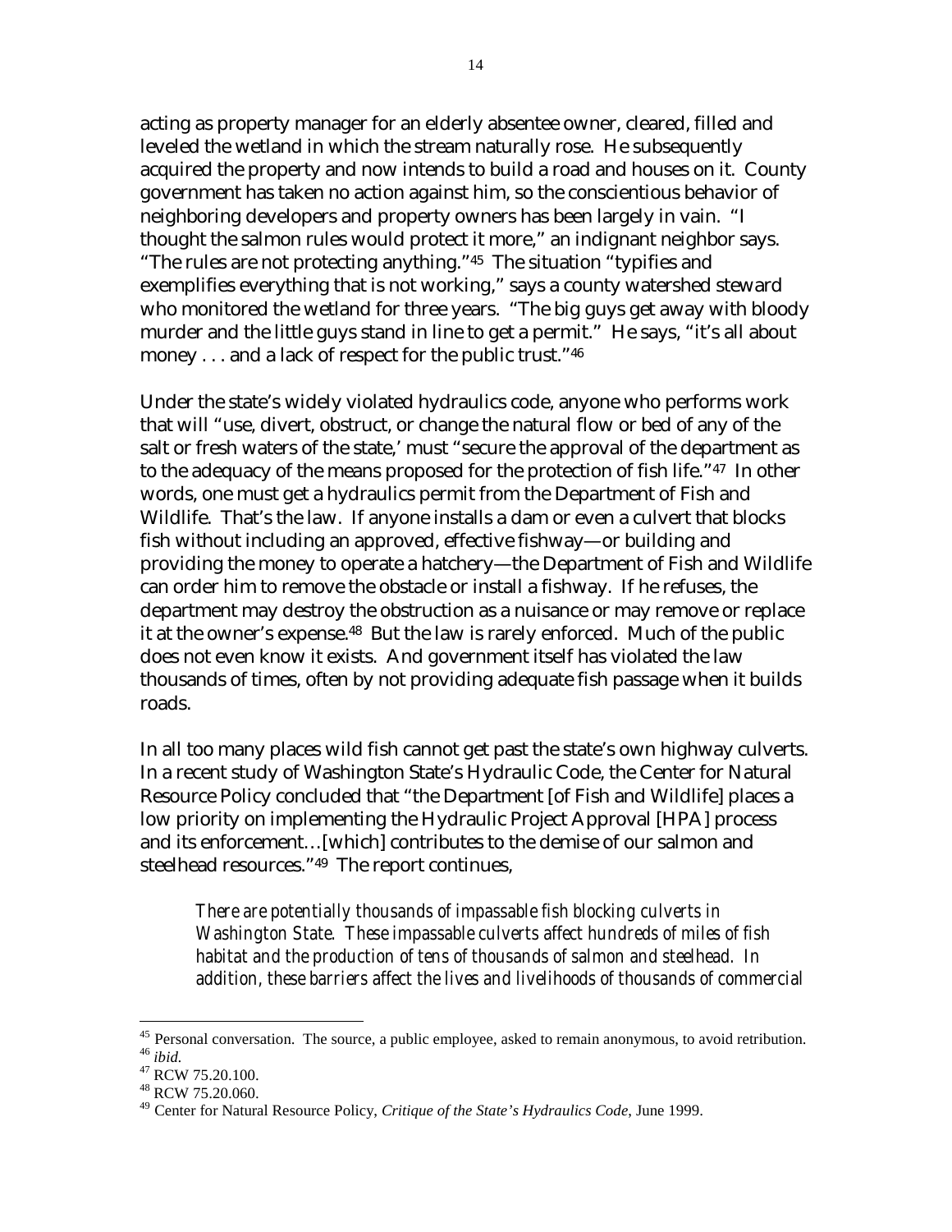acting as property manager for an elderly absentee owner, cleared, filled and leveled the wetland in which the stream naturally rose. He subsequently acquired the property and now intends to build a road and houses on it. County government has taken no action against him, so the conscientious behavior of neighboring developers and property owners has been largely in vain. "I thought the salmon rules would protect it more," an indignant neighbor says. "The rules are not protecting anything."[45] The situation "typifies and exemplifies everything that is not working," says a county watershed steward who monitored the wetland for three years. "The big guys get away with bloody murder and the little guys stand in line to get a permit." He says, "it's all about money . . . and a lack of respect for the public trust."[46]

Under the state's widely violated hydraulics code, anyone who performs work that will "use, divert, obstruct, or change the natural flow or bed of any of the salt or fresh waters of the state,' must "secure the approval of the department as to the adequacy of the means proposed for the protection of fish life."[47] In other words, one must get a hydraulics permit from the Department of Fish and Wildlife. That's the law. If anyone installs a dam or even a culvert that blocks fish without including an approved, effective fishway—or building and providing the money to operate a hatchery—the Department of Fish and Wildlife can order him to remove the obstacle or install a fishway. If he refuses, the department may destroy the obstruction as a nuisance or may remove or replace it at the owner's expense.[48] But the law is rarely enforced. Much of the public does not even know it exists. And government itself has violated the law thousands of times, often by not providing adequate fish passage when it builds roads.

In all too many places wild fish cannot get past the state's own highway culverts. In a recent study of Washington State's Hydraulic Code, the Center for Natural Resource Policy concluded that "the Department [of Fish and Wildlife] places a low priority on implementing the Hydraulic Project Approval [HPA] process and its enforcement…[which] contributes to the demise of our salmon and steelhead resources."[49] The report continues,

> *There are potentially thousands of impassable fish blocking culverts in Washington State. These impassable culverts affect hundreds of miles of fish habitat and the production of tens of thousands of salmon and steelhead. In addition, these barriers affect the lives and livelihoods of thousands of commercial*

---

[45] Personal conversation. The source, a public employee, asked to remain anonymous, to avoid retribution.

[46] *ibid.*

[47] RCW 75.20.100.

[48] RCW 75.20.060.

[49] Center for Natural Resource Policy, *Critique of the State's Hydraulics Code*, June 1999.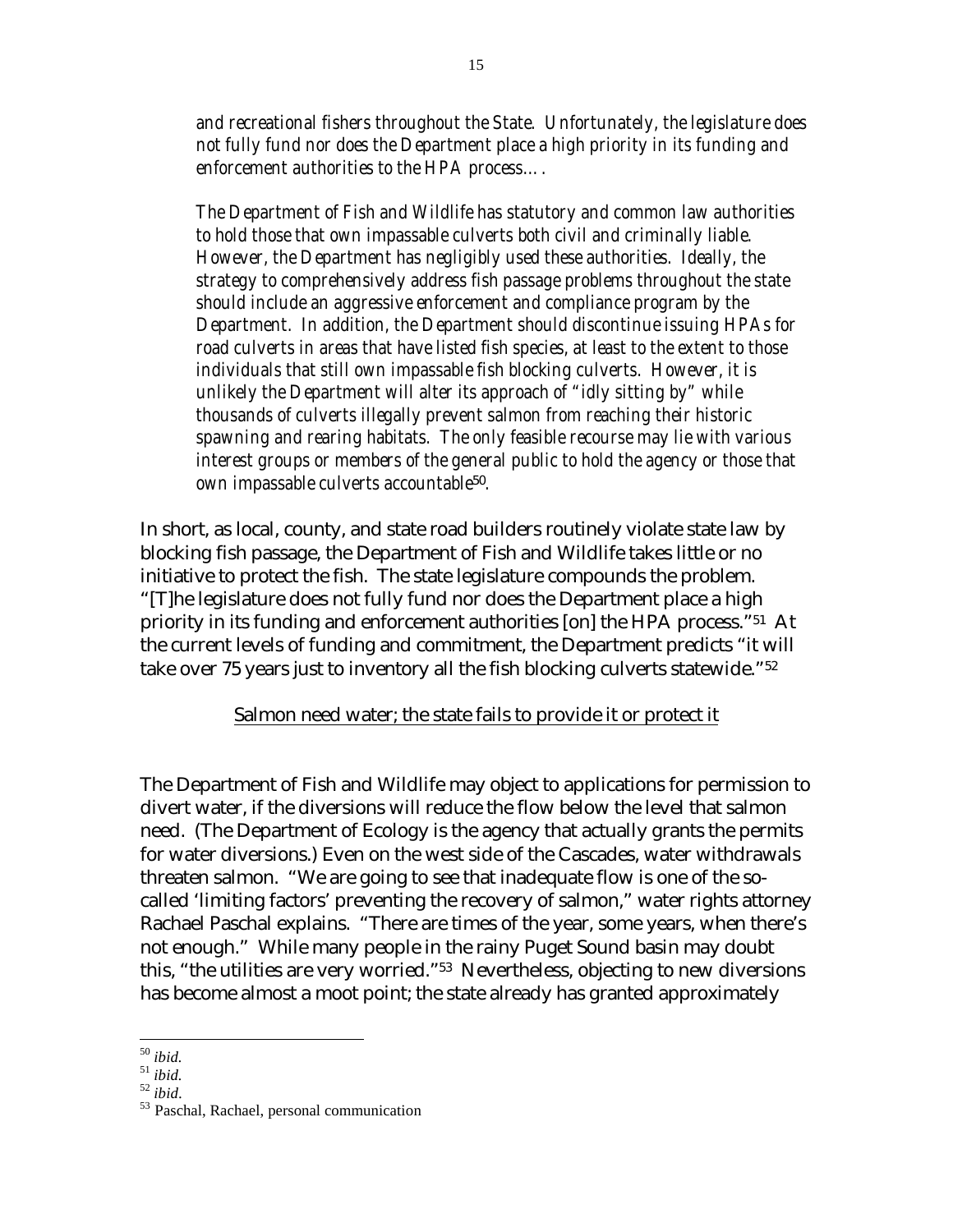*and recreational fishers throughout the State. Unfortunately, the legislature does not fully fund nor does the Department place a high priority in its funding and enforcement authorities to the HPA process….*

*The Department of Fish and Wildlife has statutory and common law authorities to hold those that own impassable culverts both civil and criminally liable. However, the Department has negligibly used these authorities. Ideally, the strategy to comprehensively address fish passage problems throughout the state should include an aggressive enforcement and compliance program by the Department. In addition, the Department should discontinue issuing HPAs for road culverts in areas that have listed fish species, at least to the extent to those individuals that still own impassable fish blocking culverts. However, it is unlikely the Department will alter its approach of "idly sitting by" while thousands of culverts illegally prevent salmon from reaching their historic spawning and rearing habitats. The only feasible recourse may lie with various interest groups or members of the general public to hold the agency or those that own impassable culverts accountable*[50].

In short, as local, county, and state road builders routinely violate state law by blocking fish passage, the Department of Fish and Wildlife takes little or no initiative to protect the fish. The state legislature compounds the problem. "[T]he legislature does not fully fund nor does the Department place a high priority in its funding and enforcement authorities [on] the HPA process."[51] At the current levels of funding and commitment, the Department predicts "it will take over 75 years just to inventory all the fish blocking culverts statewide."[52]

<u>Salmon need water; the state fails to provide it or protect it</u>

The Department of Fish and Wildlife may object to applications for permission to divert water, if the diversions will reduce the flow below the level that salmon need. (The Department of Ecology is the agency that actually grants the permits for water diversions.) Even on the west side of the Cascades, water withdrawals threaten salmon. "We are going to see that inadequate flow is one of the so-called 'limiting factors' preventing the recovery of salmon," water rights attorney Rachael Paschal explains. "There are times of the year, some years, when there's not enough." While many people in the rainy Puget Sound basin may doubt this, "the utilities are very worried."[53] Nevertheless, objecting to new diversions has become almost a moot point; the state already has granted approximately

---

[50] *ibid*.

[51] *ibid*.

[52] *ibid*.

[53] Paschal, Rachael, personal communication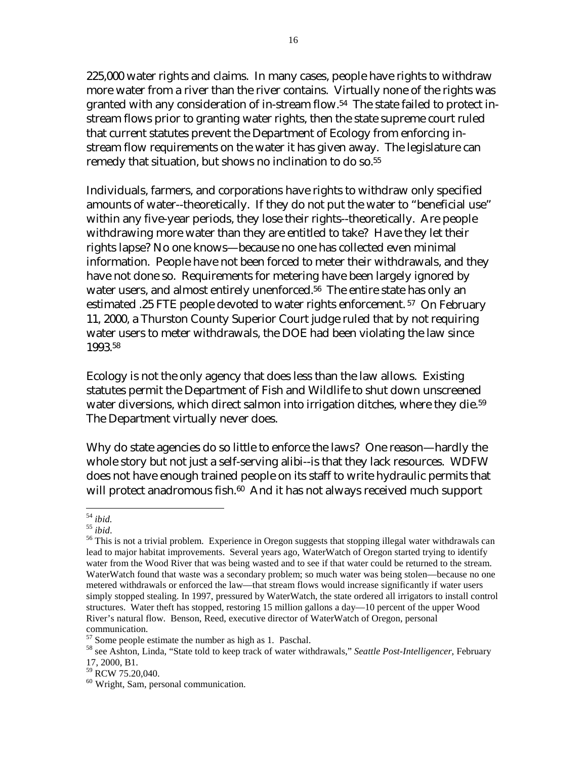225,000 water rights and claims. In many cases, people have rights to withdraw more water from a river than the river contains. Virtually none of the rights was granted with any consideration of in-stream flow.[54] The state failed to protect in-stream flows prior to granting water rights, then the state supreme court ruled that current statutes prevent the Department of Ecology from enforcing in-stream flow requirements on the water it has given away. The legislature can remedy that situation, but shows no inclination to do so.[55]

Individuals, farmers, and corporations have rights to withdraw only specified amounts of water--theoretically. If they do not put the water to "beneficial use" within any five-year periods, they lose their rights--theoretically. Are people withdrawing more water than they are entitled to take? Have they let their rights lapse? No one knows—because no one has collected even minimal information. People have not been forced to meter their withdrawals, and they have not done so. Requirements for metering have been largely ignored by water users, and almost entirely unenforced.[56] The entire state has only an estimated .25 FTE people devoted to water rights enforcement.[57] On February 11, 2000, a Thurston County Superior Court judge ruled that by not requiring water users to meter withdrawals, the DOE had been violating the law since 1993.[58]

Ecology is not the only agency that does less than the law allows. Existing statutes permit the Department of Fish and Wildlife to shut down unscreened water diversions, which direct salmon into irrigation ditches, where they die.[59] The Department virtually never does.

Why do state agencies do so little to enforce the laws? One reason—hardly the whole story but not just a self-serving alibi--is that they lack resources. WDFW does not have enough trained people on its staff to write hydraulic permits that will protect anadromous fish.[60] And it has not always received much support

---

[54] *ibid.*

[55] *ibid.*

[56] This is not a trivial problem. Experience in Oregon suggests that stopping illegal water withdrawals can lead to major habitat improvements. Several years ago, WaterWatch of Oregon started trying to identify water from the Wood River that was being wasted and to see if that water could be returned to the stream. WaterWatch found that waste was a secondary problem; so much water was being stolen—because no one metered withdrawals or enforced the law—that stream flows would increase significantly if water users simply stopped stealing. In 1997, pressured by WaterWatch, the state ordered all irrigators to install control structures. Water theft has stopped, restoring 15 million gallons a day—10 percent of the upper Wood River's natural flow. Benson, Reed, executive director of WaterWatch of Oregon, personal communication.

[57] Some people estimate the number as high as 1. Paschal.

[58] see Ashton, Linda, "State told to keep track of water withdrawals," *Seattle Post-Intelligencer*, February 17, 2000, B1.

[59] RCW 75.20,040.

[60] Wright, Sam, personal communication.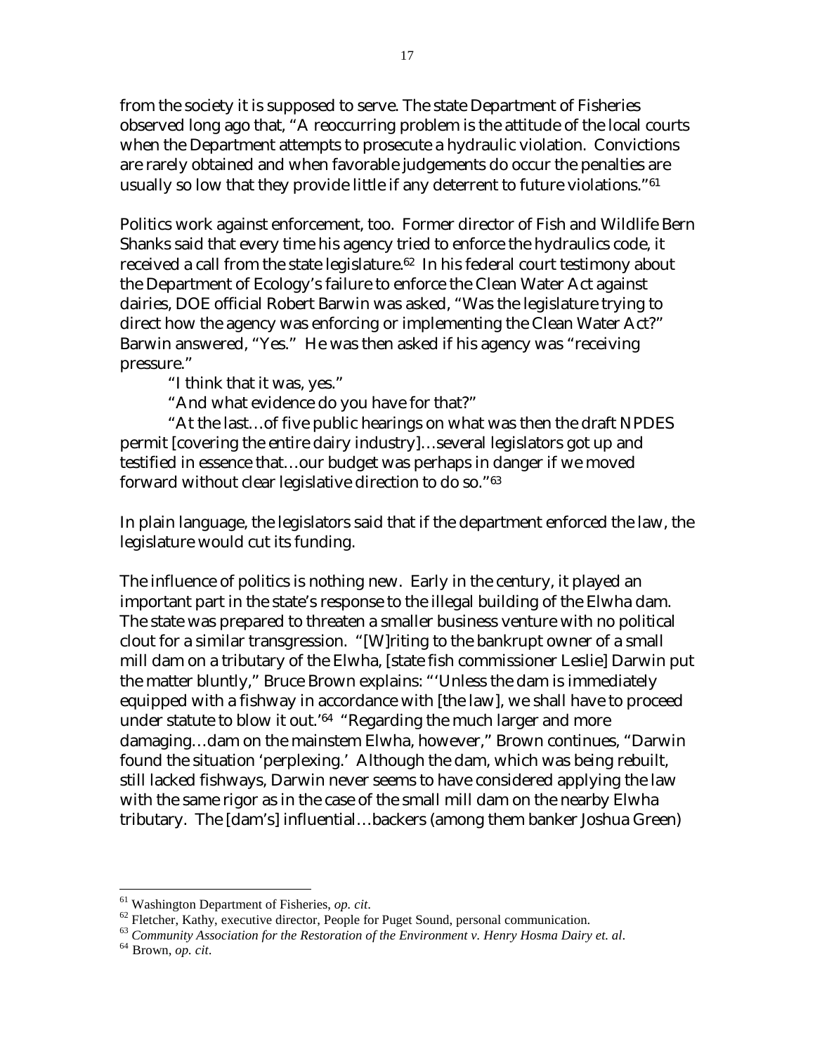from the society it is supposed to serve. The state Department of Fisheries observed long ago that, "A reoccurring problem is the attitude of the local courts when the Department attempts to prosecute a hydraulic violation. Convictions are rarely obtained and when favorable judgements do occur the penalties are usually so low that they provide little if any deterrent to future violations."[61]

Politics work against enforcement, too. Former director of Fish and Wildlife Bern Shanks said that every time his agency tried to enforce the hydraulics code, it received a call from the state legislature.[62] In his federal court testimony about the Department of Ecology's failure to enforce the Clean Water Act against dairies, DOE official Robert Barwin was asked, "Was the legislature trying to direct how the agency was enforcing or implementing the Clean Water Act?" Barwin answered, "Yes." He was then asked if his agency was "receiving pressure."

"I think that it was, yes."

"And what evidence do you have for that?"

"At the last…of five public hearings on what was then the draft NPDES permit [covering the entire dairy industry]…several legislators got up and testified in essence that…our budget was perhaps in danger if we moved forward without clear legislative direction to do so."[63]

In plain language, the legislators said that if the department enforced the law, the legislature would cut its funding.

The influence of politics is nothing new. Early in the century, it played an important part in the state's response to the illegal building of the Elwha dam. The state was prepared to threaten a smaller business venture with no political clout for a similar transgression. "[W]riting to the bankrupt owner of a small mill dam on a tributary of the Elwha, [state fish commissioner Leslie] Darwin put the matter bluntly," Bruce Brown explains: "'Unless the dam is immediately equipped with a fishway in accordance with [the law], we shall have to proceed under statute to blow it out.'[64] "Regarding the much larger and more damaging…dam on the mainstem Elwha, however," Brown continues, "Darwin found the situation 'perplexing.' Although the dam, which was being rebuilt, still lacked fishways, Darwin never seems to have considered applying the law with the same rigor as in the case of the small mill dam on the nearby Elwha tributary. The [dam's] influential…backers (among them banker Joshua Green)

---

[61] Washington Department of Fisheries, *op. cit*.

[62] Fletcher, Kathy, executive director, People for Puget Sound, personal communication.

[63] *Community Association for the Restoration of the Environment v. Henry Hosma Dairy et. al*.

[64] Brown, *op. cit*.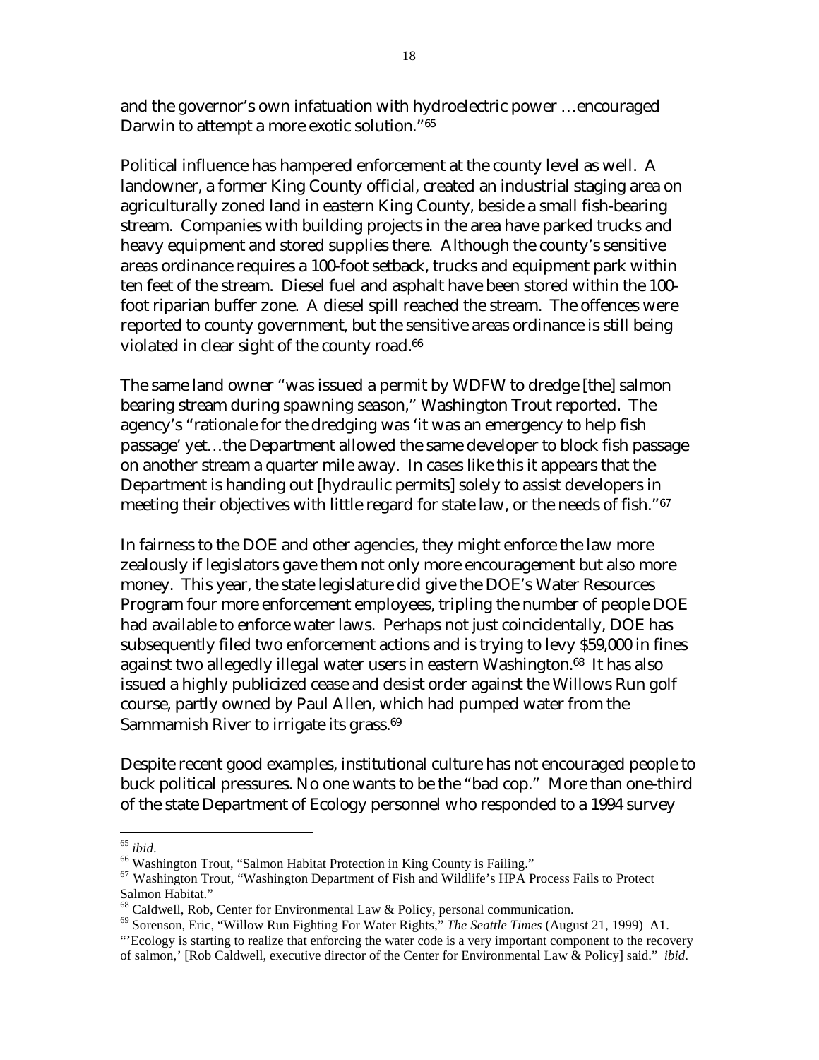and the governor's own infatuation with hydroelectric power …encouraged Darwin to attempt a more exotic solution."[65]

Political influence has hampered enforcement at the county level as well. A landowner, a former King County official, created an industrial staging area on agriculturally zoned land in eastern King County, beside a small fish-bearing stream. Companies with building projects in the area have parked trucks and heavy equipment and stored supplies there. Although the county's sensitive areas ordinance requires a 100-foot setback, trucks and equipment park within ten feet of the stream. Diesel fuel and asphalt have been stored within the 100-foot riparian buffer zone. A diesel spill reached the stream. The offences were reported to county government, but the sensitive areas ordinance is still being violated in clear sight of the county road.[66]

The same land owner "was issued a permit by WDFW to dredge [the] salmon bearing stream during spawning season," Washington Trout reported. The agency's "rationale for the dredging was 'it was an emergency to help fish passage' yet…the Department allowed the same developer to block fish passage on another stream a quarter mile away. In cases like this it appears that the Department is handing out [hydraulic permits] solely to assist developers in meeting their objectives with little regard for state law, or the needs of fish."[67]

In fairness to the DOE and other agencies, they might enforce the law more zealously if legislators gave them not only more encouragement but also more money. This year, the state legislature did give the DOE's Water Resources Program four more enforcement employees, tripling the number of people DOE had available to enforce water laws. Perhaps not just coincidentally, DOE has subsequently filed two enforcement actions and is trying to levy $59,000 in fines against two allegedly illegal water users in eastern Washington.[68] It has also issued a highly publicized cease and desist order against the Willows Run golf course, partly owned by Paul Allen, which had pumped water from the Sammamish River to irrigate its grass.[69]

Despite recent good examples, institutional culture has not encouraged people to buck political pressures. No one wants to be the "bad cop." More than one-third of the state Department of Ecology personnel who responded to a 1994 survey

---

[65] *ibid*.

[66] Washington Trout, "Salmon Habitat Protection in King County is Failing."

[67] Washington Trout, "Washington Department of Fish and Wildlife's HPA Process Fails to Protect Salmon Habitat."

[68] Caldwell, Rob, Center for Environmental Law & Policy, personal communication.

[69] Sorenson, Eric, "Willow Run Fighting For Water Rights," *The Seattle Times* (August 21, 1999) A1. "'Ecology is starting to realize that enforcing the water code is a very important component to the recovery of salmon,' [Rob Caldwell, executive director of the Center for Environmental Law & Policy] said." *ibid*.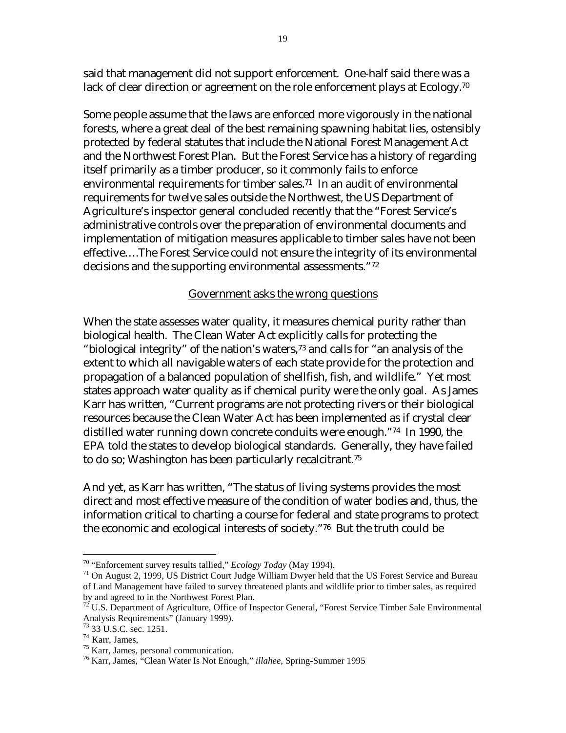said that management did not support enforcement. One-half said there was a lack of clear direction or agreement on the role enforcement plays at Ecology.[70]

Some people assume that the laws are enforced more vigorously in the national forests, where a great deal of the best remaining spawning habitat lies, ostensibly protected by federal statutes that include the National Forest Management Act and the Northwest Forest Plan. But the Forest Service has a history of regarding itself primarily as a timber producer, so it commonly fails to enforce environmental requirements for timber sales.[71] In an audit of environmental requirements for twelve sales outside the Northwest, the US Department of Agriculture's inspector general concluded recently that the "Forest Service's administrative controls over the preparation of environmental documents and implementation of mitigation measures applicable to timber sales have not been effective….The Forest Service could not ensure the integrity of its environmental decisions and the supporting environmental assessments."[72]

<u>Government asks the wrong questions</u>

When the state assesses water quality, it measures chemical purity rather than biological health. The Clean Water Act explicitly calls for protecting the "biological integrity" of the nation's waters,[73] and calls for "an analysis of the extent to which all navigable waters of each state provide for the protection and propagation of a balanced population of shellfish, fish, and wildlife." Yet most states approach water quality as if chemical purity were the only goal. As James Karr has written, "Current programs are not protecting rivers or their biological resources because the Clean Water Act has been implemented as if crystal clear distilled water running down concrete conduits were enough."[74] In 1990, the EPA told the states to develop biological standards. Generally, they have failed to do so; Washington has been particularly recalcitrant.[75]

And yet, as Karr has written, "The status of living systems provides the most direct and most effective measure of the condition of water bodies and, thus, the information critical to charting a course for federal and state programs to protect the economic and ecological interests of society."[76] But the truth could be

---

[70] "Enforcement survey results tallied," *Ecology Today* (May 1994).

[71] On August 2, 1999, US District Court Judge William Dwyer held that the US Forest Service and Bureau of Land Management have failed to survey threatened plants and wildlife prior to timber sales, as required by and agreed to in the Northwest Forest Plan.

[72] U.S. Department of Agriculture, Office of Inspector General, "Forest Service Timber Sale Environmental Analysis Requirements" (January 1999).

[73] 33 U.S.C. sec. 1251.

[74] Karr, James,

[75] Karr, James, personal communication.

[76] Karr, James, "Clean Water Is Not Enough," *illahee*, Spring-Summer 1995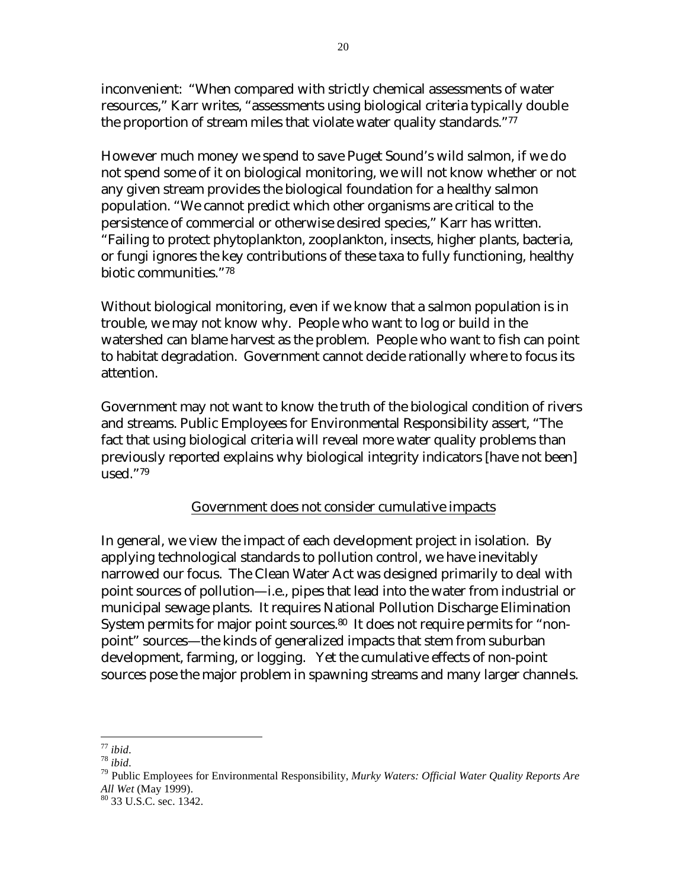inconvenient: "When compared with strictly chemical assessments of water resources," Karr writes, "assessments using biological criteria typically double the proportion of stream miles that violate water quality standards."[77]

However much money we spend to save Puget Sound's wild salmon, if we do not spend some of it on biological monitoring, we will not know whether or not any given stream provides the biological foundation for a healthy salmon population. "We cannot predict which other organisms are critical to the persistence of commercial or otherwise desired species," Karr has written. "Failing to protect phytoplankton, zooplankton, insects, higher plants, bacteria, or fungi ignores the key contributions of these taxa to fully functioning, healthy biotic communities."[78]

Without biological monitoring, even if we know that a salmon population is in trouble, we may not know why. People who want to log or build in the watershed can blame harvest as the problem. People who want to fish can point to habitat degradation. Government cannot decide rationally where to focus its attention.

Government may not want to know the truth of the biological condition of rivers and streams. Public Employees for Environmental Responsibility assert, "The fact that using biological criteria will reveal more water quality problems than previously reported explains why biological integrity indicators [have not been] used."[79]

<u>Government does not consider cumulative impacts</u>

In general, we view the impact of each development project in isolation. By applying technological standards to pollution control, we have inevitably narrowed our focus. The Clean Water Act was designed primarily to deal with point sources of pollution—i.e., pipes that lead into the water from industrial or municipal sewage plants. It requires National Pollution Discharge Elimination System permits for major point sources.[80] It does not require permits for "non-point" sources—the kinds of generalized impacts that stem from suburban development, farming, or logging. Yet the cumulative effects of non-point sources pose the major problem in spawning streams and many larger channels.

---

[77] *ibid*.

[78] *ibid*.

[79] Public Employees for Environmental Responsibility, *Murky Waters: Official Water Quality Reports Are All Wet* (May 1999).

[80] 33 U.S.C. sec. 1342.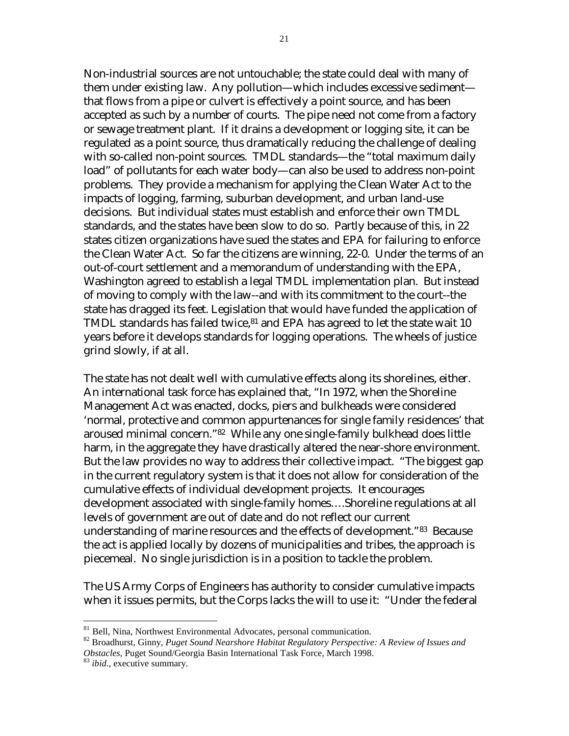Non-industrial sources are not untouchable; the state could deal with many of them under existing law. Any pollution—which includes excessive sediment—that flows from a pipe or culvert is effectively a point source, and has been accepted as such by a number of courts. The pipe need not come from a factory or sewage treatment plant. If it drains a development or logging site, it can be regulated as a point source, thus dramatically reducing the challenge of dealing with so-called non-point sources. TMDL standards—the "total maximum daily load" of pollutants for each water body—can also be used to address non-point problems. They provide a mechanism for applying the Clean Water Act to the impacts of logging, farming, suburban development, and urban land-use decisions. But individual states must establish and enforce their own TMDL standards, and the states have been slow to do so. Partly because of this, in 22 states citizen organizations have sued the states and EPA for failuring to enforce the Clean Water Act. So far the citizens are winning, 22-0. Under the terms of an out-of-court settlement and a memorandum of understanding with the EPA, Washington agreed to establish a legal TMDL implementation plan. But instead of moving to comply with the law--and with its commitment to the court--the state has dragged its feet. Legislation that would have funded the application of TMDL standards has failed twice,[81] and EPA has agreed to let the state wait 10 years before it develops standards for logging operations. The wheels of justice grind slowly, if at all.

The state has not dealt well with cumulative effects along its shorelines, either. An international task force has explained that, "In 1972, when the Shoreline Management Act was enacted, docks, piers and bulkheads were considered 'normal, protective and common appurtenances for single family residences' that aroused minimal concern."[82] While any one single-family bulkhead does little harm, in the aggregate they have drastically altered the near-shore environment. But the law provides no way to address their collective impact. "The biggest gap in the current regulatory system is that it does not allow for consideration of the cumulative effects of individual development projects. It encourages development associated with single-family homes….Shoreline regulations at all levels of government are out of date and do not reflect our current understanding of marine resources and the effects of development."[83] Because the act is applied locally by dozens of municipalities and tribes, the approach is piecemeal. No single jurisdiction is in a position to tackle the problem.

The US Army Corps of Engineers has authority to consider cumulative impacts when it issues permits, but the Corps lacks the will to use it: "Under the federal

---

[81] Bell, Nina, Northwest Environmental Advocates, personal communication.

[82] Broadhurst, Ginny, *Puget Sound Nearshore Habitat Regulatory Perspective: A Review of Issues and Obstacles*, Puget Sound/Georgia Basin International Task Force, March 1998.

[83] *ibid*., executive summary.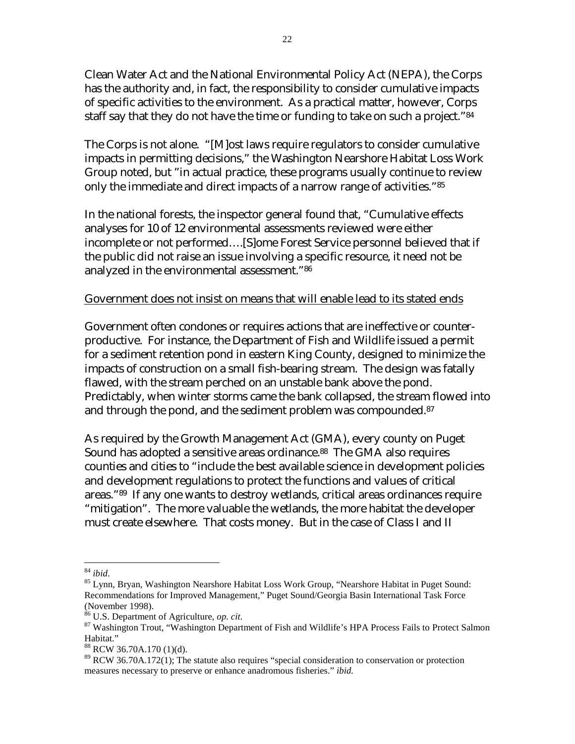Clean Water Act and the National Environmental Policy Act (NEPA), the Corps has the authority and, in fact, the responsibility to consider cumulative impacts of specific activities to the environment. As a practical matter, however, Corps staff say that they do not have the time or funding to take on such a project."[84]

The Corps is not alone. "[M]ost laws require regulators to consider cumulative impacts in permitting decisions," the Washington Nearshore Habitat Loss Work Group noted, but "in actual practice, these programs usually continue to review only the immediate and direct impacts of a narrow range of activities."[85]

In the national forests, the inspector general found that, "Cumulative effects analyses for 10 of 12 environmental assessments reviewed were either incomplete or not performed….[S]ome Forest Service personnel believed that if the public did not raise an issue involving a specific resource, it need not be analyzed in the environmental assessment."[86]

<u>Government does not insist on means that will enable lead to its stated ends</u>

Government often condones or requires actions that are ineffective or counter-productive. For instance, the Department of Fish and Wildlife issued a permit for a sediment retention pond in eastern King County, designed to minimize the impacts of construction on a small fish-bearing stream. The design was fatally flawed, with the stream perched on an unstable bank above the pond. Predictably, when winter storms came the bank collapsed, the stream flowed into and through the pond, and the sediment problem was compounded.[87]

As required by the Growth Management Act (GMA), every county on Puget Sound has adopted a sensitive areas ordinance.[88] The GMA also requires counties and cities to "include the best available science in development policies and development regulations to protect the functions and values of critical areas."[89] If any one wants to destroy wetlands, critical areas ordinances require "mitigation". The more valuable the wetlands, the more habitat the developer must create elsewhere. That costs money. But in the case of Class I and II

---

[84] *ibid.*

[85] Lynn, Bryan, Washington Nearshore Habitat Loss Work Group, "Nearshore Habitat in Puget Sound: Recommendations for Improved Management," Puget Sound/Georgia Basin International Task Force (November 1998).

[86] U.S. Department of Agriculture, *op. cit.*

[87] Washington Trout, "Washington Department of Fish and Wildlife's HPA Process Fails to Protect Salmon Habitat."

[88] RCW 36.70A.170 (1)(d).

[89] RCW 36.70A.172(1); The statute also requires "special consideration to conservation or protection measures necessary to preserve or enhance anadromous fisheries." *ibid.*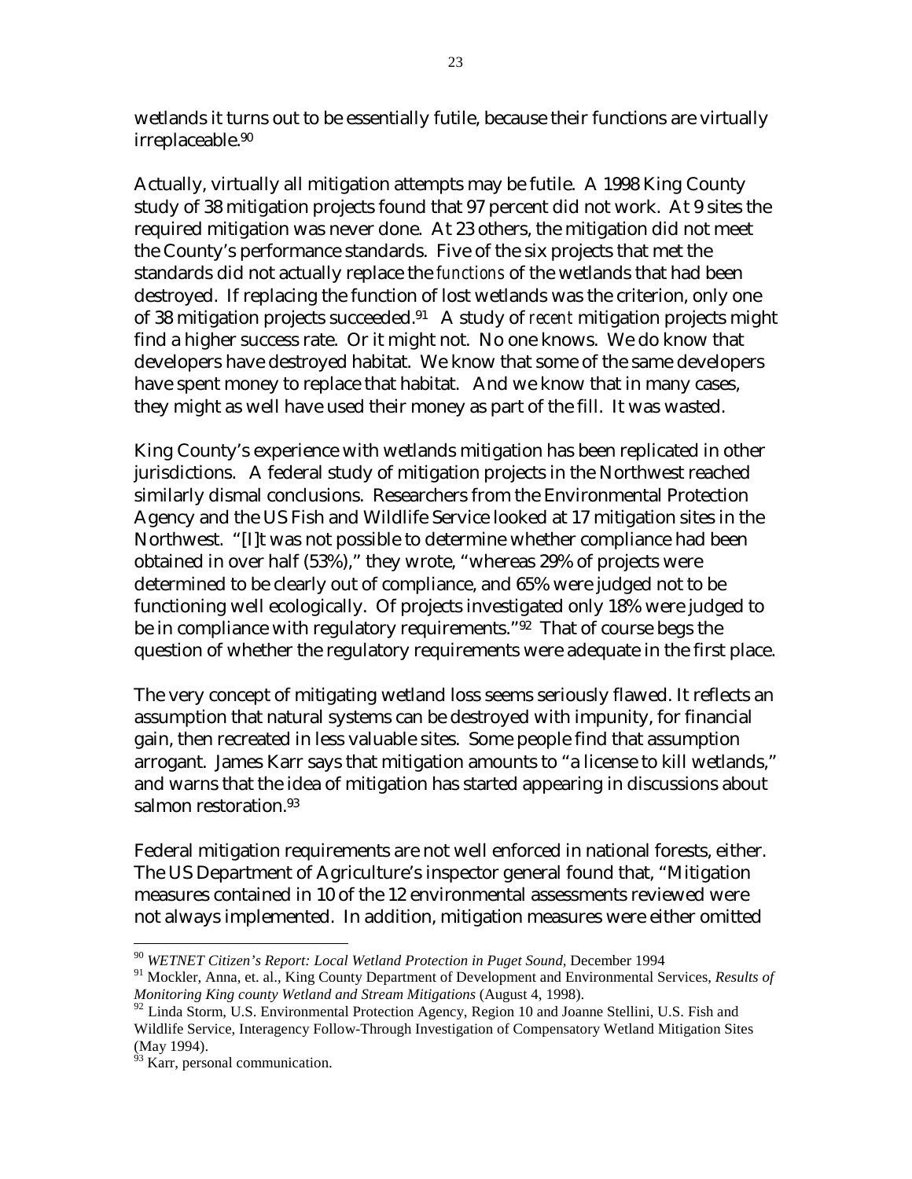wetlands it turns out to be essentially futile, because their functions are virtually irreplaceable.[90]

Actually, virtually all mitigation attempts may be futile. A 1998 King County study of 38 mitigation projects found that 97 percent did not work. At 9 sites the required mitigation was never done. At 23 others, the mitigation did not meet the County's performance standards. Five of the six projects that met the standards did not actually replace the *functions* of the wetlands that had been destroyed. If replacing the function of lost wetlands was the criterion, only one of 38 mitigation projects succeeded.[91] A study of *recent* mitigation projects might find a higher success rate. Or it might not. No one knows. We do know that developers have destroyed habitat. We know that some of the same developers have spent money to replace that habitat. And we know that in many cases, they might as well have used their money as part of the fill. It was wasted.

King County's experience with wetlands mitigation has been replicated in other jurisdictions. A federal study of mitigation projects in the Northwest reached similarly dismal conclusions. Researchers from the Environmental Protection Agency and the US Fish and Wildlife Service looked at 17 mitigation sites in the Northwest. "[I]t was not possible to determine whether compliance had been obtained in over half (53%)," they wrote, "whereas 29% of projects were determined to be clearly out of compliance, and 65% were judged not to be functioning well ecologically. Of projects investigated only 18% were judged to be in compliance with regulatory requirements."[92] That of course begs the question of whether the regulatory requirements were adequate in the first place.

The very concept of mitigating wetland loss seems seriously flawed. It reflects an assumption that natural systems can be destroyed with impunity, for financial gain, then recreated in less valuable sites. Some people find that assumption arrogant. James Karr says that mitigation amounts to "a license to kill wetlands," and warns that the idea of mitigation has started appearing in discussions about salmon restoration.[93]

Federal mitigation requirements are not well enforced in national forests, either. The US Department of Agriculture's inspector general found that, "Mitigation measures contained in 10 of the 12 environmental assessments reviewed were not always implemented. In addition, mitigation measures were either omitted

---

[90] *WETNET Citizen's Report: Local Wetland Protection in Puget Sound*, December 1994

[91] Mockler, Anna, et. al., King County Department of Development and Environmental Services, *Results of Monitoring King county Wetland and Stream Mitigations* (August 4, 1998).

[92] Linda Storm, U.S. Environmental Protection Agency, Region 10 and Joanne Stellini, U.S. Fish and Wildlife Service, Interagency Follow-Through Investigation of Compensatory Wetland Mitigation Sites (May 1994).

[93] Karr, personal communication.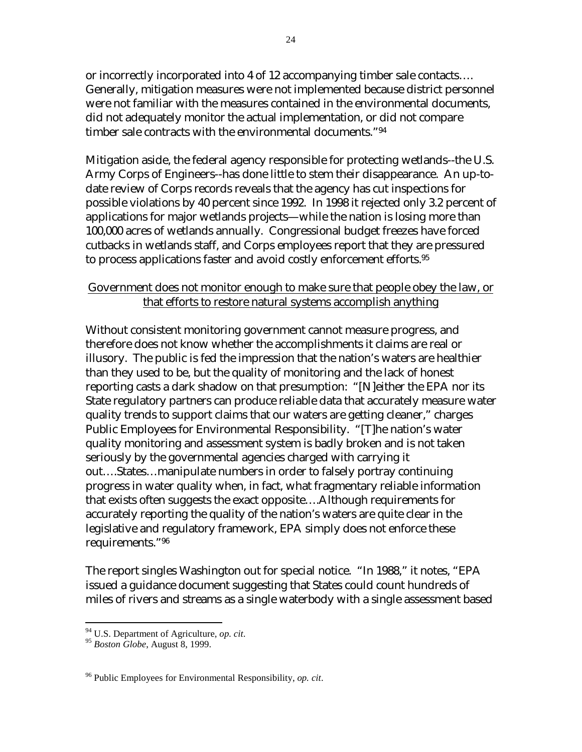or incorrectly incorporated into 4 of 12 accompanying timber sale contacts…. Generally, mitigation measures were not implemented because district personnel were not familiar with the measures contained in the environmental documents, did not adequately monitor the actual implementation, or did not compare timber sale contracts with the environmental documents."[94]

Mitigation aside, the federal agency responsible for protecting wetlands--the U.S. Army Corps of Engineers--has done little to stem their disappearance. An up-to-date review of Corps records reveals that the agency has cut inspections for possible violations by 40 percent since 1992. In 1998 it rejected only 3.2 percent of applications for major wetlands projects—while the nation is losing more than 100,000 acres of wetlands annually. Congressional budget freezes have forced cutbacks in wetlands staff, and Corps employees report that they are pressured to process applications faster and avoid costly enforcement efforts.[95]

<u>Government does not monitor enough to make sure that people obey the law, or that efforts to restore natural systems accomplish anything</u>

Without consistent monitoring government cannot measure progress, and therefore does not know whether the accomplishments it claims are real or illusory. The public is fed the impression that the nation's waters are healthier than they used to be, but the quality of monitoring and the lack of honest reporting casts a dark shadow on that presumption: "[N]either the EPA nor its State regulatory partners can produce reliable data that accurately measure water quality trends to support claims that our waters are getting cleaner," charges Public Employees for Environmental Responsibility. "[T]he nation's water quality monitoring and assessment system is badly broken and is not taken seriously by the governmental agencies charged with carrying it out….States…manipulate numbers in order to falsely portray continuing progress in water quality when, in fact, what fragmentary reliable information that exists often suggests the exact opposite….Although requirements for accurately reporting the quality of the nation's waters are quite clear in the legislative and regulatory framework, EPA simply does not enforce these requirements."[96]

The report singles Washington out for special notice. "In 1988," it notes, "EPA issued a guidance document suggesting that States could count hundreds of miles of rivers and streams as a single waterbody with a single assessment based

---

[94] U.S. Department of Agriculture, *op. cit*.

[95] *Boston Globe*, August 8, 1999.

[96] Public Employees for Environmental Responsibility, *op. cit*.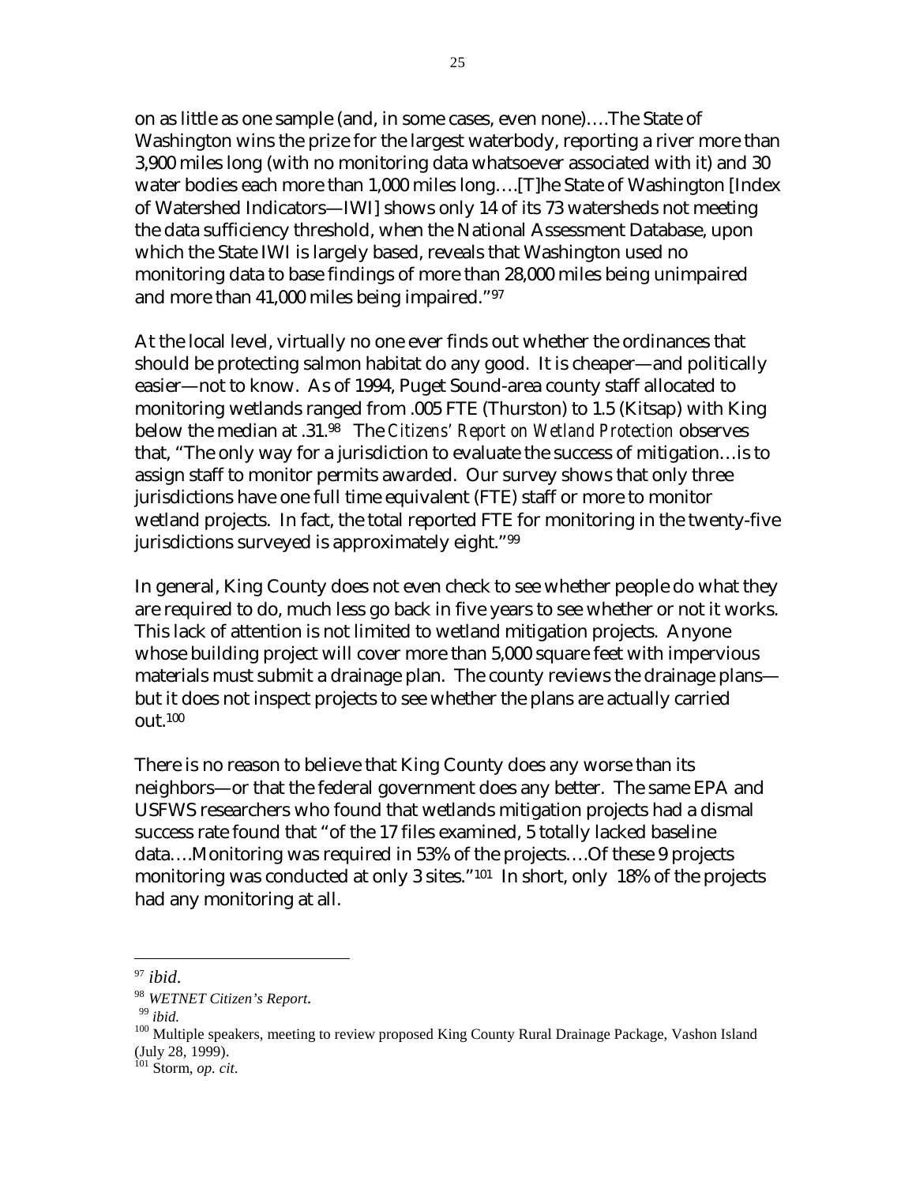on as little as one sample (and, in some cases, even none)….The State of Washington wins the prize for the largest waterbody, reporting a river more than 3,900 miles long (with no monitoring data whatsoever associated with it) and 30 water bodies each more than 1,000 miles long….[T]he State of Washington [Index of Watershed Indicators—IWI] shows only 14 of its 73 watersheds not meeting the data sufficiency threshold, when the National Assessment Database, upon which the State IWI is largely based, reveals that Washington used no monitoring data to base findings of more than 28,000 miles being unimpaired and more than 41,000 miles being impaired."[97]

At the local level, virtually no one ever finds out whether the ordinances that should be protecting salmon habitat do any good. It is cheaper—and politically easier—not to know. As of 1994, Puget Sound-area county staff allocated to monitoring wetlands ranged from .005 FTE (Thurston) to 1.5 (Kitsap) with King below the median at .31.[98] The *Citizens' Report on Wetland Protection* observes that, "The only way for a jurisdiction to evaluate the success of mitigation…is to assign staff to monitor permits awarded. Our survey shows that only three jurisdictions have one full time equivalent (FTE) staff or more to monitor wetland projects. In fact, the total reported FTE for monitoring in the twenty-five jurisdictions surveyed is approximately eight."[99]

In general, King County does not even check to see whether people do what they are required to do, much less go back in five years to see whether or not it works. This lack of attention is not limited to wetland mitigation projects. Anyone whose building project will cover more than 5,000 square feet with impervious materials must submit a drainage plan. The county reviews the drainage plans—but it does not inspect projects to see whether the plans are actually carried out.[100]

There is no reason to believe that King County does any worse than its neighbors—or that the federal government does any better. The same EPA and USFWS researchers who found that wetlands mitigation projects had a dismal success rate found that "of the 17 files examined, 5 totally lacked baseline data….Monitoring was required in 53% of the projects….Of these 9 projects monitoring was conducted at only 3 sites."[101] In short, only 18% of the projects had any monitoring at all.

---

[97] *ibid.*

[98] *WETNET Citizen's Report.*

[99] *ibid.*

[100] Multiple speakers, meeting to review proposed King County Rural Drainage Package, Vashon Island (July 28, 1999).

[101] Storm, *op. cit.*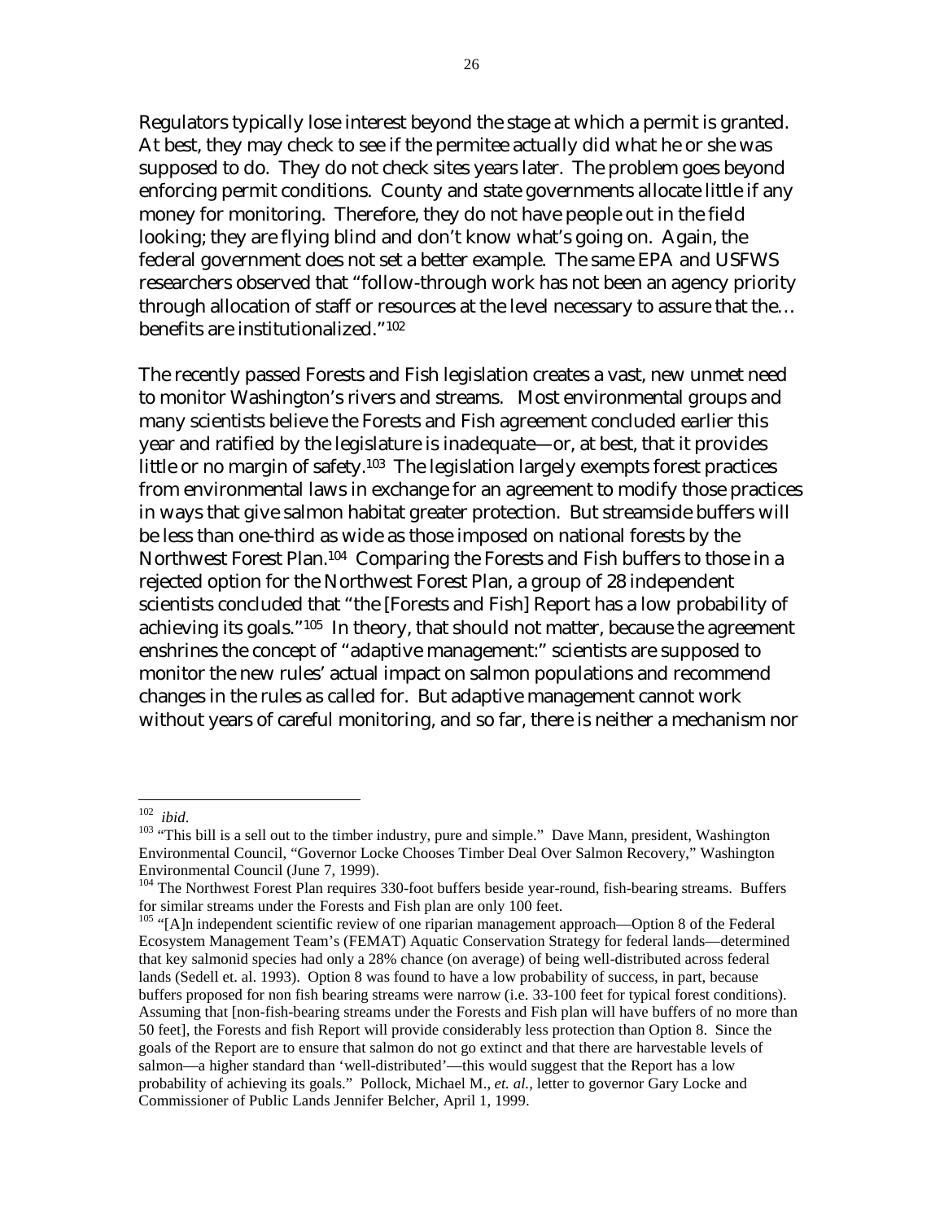Regulators typically lose interest beyond the stage at which a permit is granted. At best, they may check to see if the permitee actually did what he or she was supposed to do. They do not check sites years later. The problem goes beyond enforcing permit conditions. County and state governments allocate little if any money for monitoring. Therefore, they do not have people out in the field looking; they are flying blind and don't know what's going on. Again, the federal government does not set a better example. The same EPA and USFWS researchers observed that "follow-through work has not been an agency priority through allocation of staff or resources at the level necessary to assure that the… benefits are institutionalized."[102]

The recently passed Forests and Fish legislation creates a vast, new unmet need to monitor Washington's rivers and streams. Most environmental groups and many scientists believe the Forests and Fish agreement concluded earlier this year and ratified by the legislature is inadequate—or, at best, that it provides little or no margin of safety.[103] The legislation largely exempts forest practices from environmental laws in exchange for an agreement to modify those practices in ways that give salmon habitat greater protection. But streamside buffers will be less than one-third as wide as those imposed on national forests by the Northwest Forest Plan.[104] Comparing the Forests and Fish buffers to those in a rejected option for the Northwest Forest Plan, a group of 28 independent scientists concluded that "the [Forests and Fish] Report has a low probability of achieving its goals."[105] In theory, that should not matter, because the agreement enshrines the concept of "adaptive management:" scientists are supposed to monitor the new rules' actual impact on salmon populations and recommend changes in the rules as called for. But adaptive management cannot work without years of careful monitoring, and so far, there is neither a mechanism nor

---

[102] *ibid*.

[103] "This bill is a sell out to the timber industry, pure and simple." Dave Mann, president, Washington Environmental Council, "Governor Locke Chooses Timber Deal Over Salmon Recovery," Washington Environmental Council (June 7, 1999).

[104] The Northwest Forest Plan requires 330-foot buffers beside year-round, fish-bearing streams. Buffers for similar streams under the Forests and Fish plan are only 100 feet.

[105] "[A]n independent scientific review of one riparian management approach—Option 8 of the Federal Ecosystem Management Team's (FEMAT) Aquatic Conservation Strategy for federal lands—determined that key salmonid species had only a 28% chance (on average) of being well-distributed across federal lands (Sedell et. al. 1993). Option 8 was found to have a low probability of success, in part, because buffers proposed for non fish bearing streams were narrow (i.e. 33-100 feet for typical forest conditions). Assuming that [non-fish-bearing streams under the Forests and Fish plan will have buffers of no more than 50 feet], the Forests and fish Report will provide considerably less protection than Option 8. Since the goals of the Report are to ensure that salmon do not go extinct and that there are harvestable levels of salmon—a higher standard than 'well-distributed'—this would suggest that the Report has a low probability of achieving its goals." Pollock, Michael M., *et. al.*, letter to governor Gary Locke and Commissioner of Public Lands Jennifer Belcher, April 1, 1999.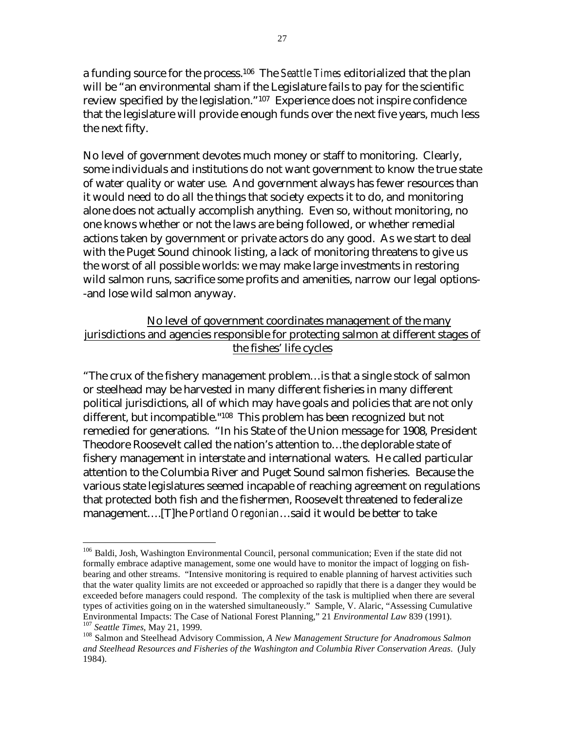a funding source for the process.[106] The *Seattle Times* editorialized that the plan will be "an environmental sham if the Legislature fails to pay for the scientific review specified by the legislation."[107] Experience does not inspire confidence that the legislature will provide enough funds over the next five years, much less the next fifty.

No level of government devotes much money or staff to monitoring. Clearly, some individuals and institutions do not want government to know the true state of water quality or water use. And government always has fewer resources than it would need to do all the things that society expects it to do, and monitoring alone does not actually accomplish anything. Even so, without monitoring, no one knows whether or not the laws are being followed, or whether remedial actions taken by government or private actors do any good. As we start to deal with the Puget Sound chinook listing, a lack of monitoring threatens to give us the worst of all possible worlds: we may make large investments in restoring wild salmon runs, sacrifice some profits and amenities, narrow our legal options--and lose wild salmon anyway.

<u>No level of government coordinates management of the many jurisdictions and agencies responsible for protecting salmon at different stages of the fishes' life cycles</u>

"The crux of the fishery management problem…is that a single stock of salmon or steelhead may be harvested in many different fisheries in many different political jurisdictions, all of which may have goals and policies that are not only different, but incompatible."[108] This problem has been recognized but not remedied for generations. "In his State of the Union message for 1908, President Theodore Roosevelt called the nation's attention to…the deplorable state of fishery management in interstate and international waters. He called particular attention to the Columbia River and Puget Sound salmon fisheries. Because the various state legislatures seemed incapable of reaching agreement on regulations that protected both fish and the fishermen, Roosevelt threatened to federalize management….[T]he *Portland Oregonian*…said it would be better to take

---

[106] Baldi, Josh, Washington Environmental Council, personal communication; Even if the state did not formally embrace adaptive management, some one would have to monitor the impact of logging on fish-bearing and other streams. "Intensive monitoring is required to enable planning of harvest activities such that the water quality limits are not exceeded or approached so rapidly that there is a danger they would be exceeded before managers could respond. The complexity of the task is multiplied when there are several types of activities going on in the watershed simultaneously." Sample, V. Alaric, "Assessing Cumulative Environmental Impacts: The Case of National Forest Planning," 21 *Environmental Law* 839 (1991).

[107] *Seattle Times*, May 21, 1999.

[108] Salmon and Steelhead Advisory Commission, *A New Management Structure for Anadromous Salmon and Steelhead Resources and Fisheries of the Washington and Columbia River Conservation Areas*. (July 1984).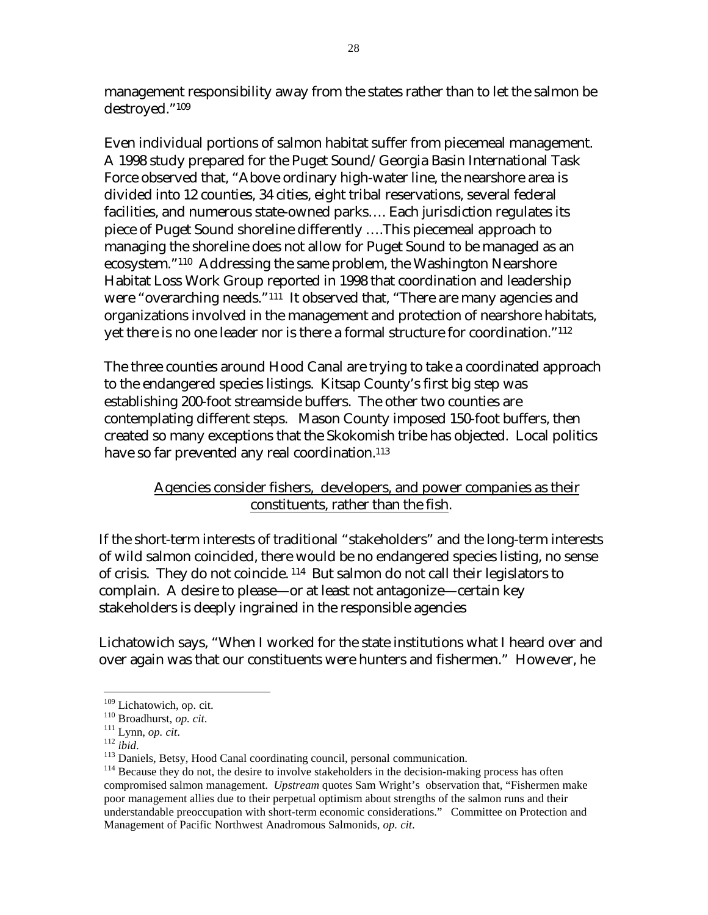management responsibility away from the states rather than to let the salmon be destroyed."[109]

Even individual portions of salmon habitat suffer from piecemeal management. A 1998 study prepared for the Puget Sound/Georgia Basin International Task Force observed that, "Above ordinary high-water line, the nearshore area is divided into 12 counties, 34 cities, eight tribal reservations, several federal facilities, and numerous state-owned parks…. Each jurisdiction regulates its piece of Puget Sound shoreline differently ….This piecemeal approach to managing the shoreline does not allow for Puget Sound to be managed as an ecosystem."[110] Addressing the same problem, the Washington Nearshore Habitat Loss Work Group reported in 1998 that coordination and leadership were "overarching needs."[111] It observed that, "There are many agencies and organizations involved in the management and protection of nearshore habitats, yet there is no one leader nor is there a formal structure for coordination."[112]

The three counties around Hood Canal are trying to take a coordinated approach to the endangered species listings. Kitsap County's first big step was establishing 200-foot streamside buffers. The other two counties are contemplating different steps. Mason County imposed 150-foot buffers, then created so many exceptions that the Skokomish tribe has objected. Local politics have so far prevented any real coordination.[113]

<u>Agencies consider fishers, developers, and power companies as their constituents, rather than the fish</u>.

If the short-term interests of traditional "stakeholders" and the long-term interests of wild salmon coincided, there would be no endangered species listing, no sense of crisis. They do not coincide.[114] But salmon do not call their legislators to complain. A desire to please—or at least not antagonize—certain key stakeholders is deeply ingrained in the responsible agencies

Lichatowich says, "When I worked for the state institutions what I heard over and over again was that our constituents were hunters and fishermen." However, he

---

[109] Lichatowich, op. cit.

[110] Broadhurst, *op. cit*.

[111] Lynn, *op. cit*.

[112] *ibid*.

[113] Daniels, Betsy, Hood Canal coordinating council, personal communication.

[114] Because they do not, the desire to involve stakeholders in the decision-making process has often compromised salmon management. *Upstream* quotes Sam Wright's observation that, "Fishermen make poor management allies due to their perpetual optimism about strengths of the salmon runs and their understandable preoccupation with short-term economic considerations." Committee on Protection and Management of Pacific Northwest Anadromous Salmonids, *op. cit*.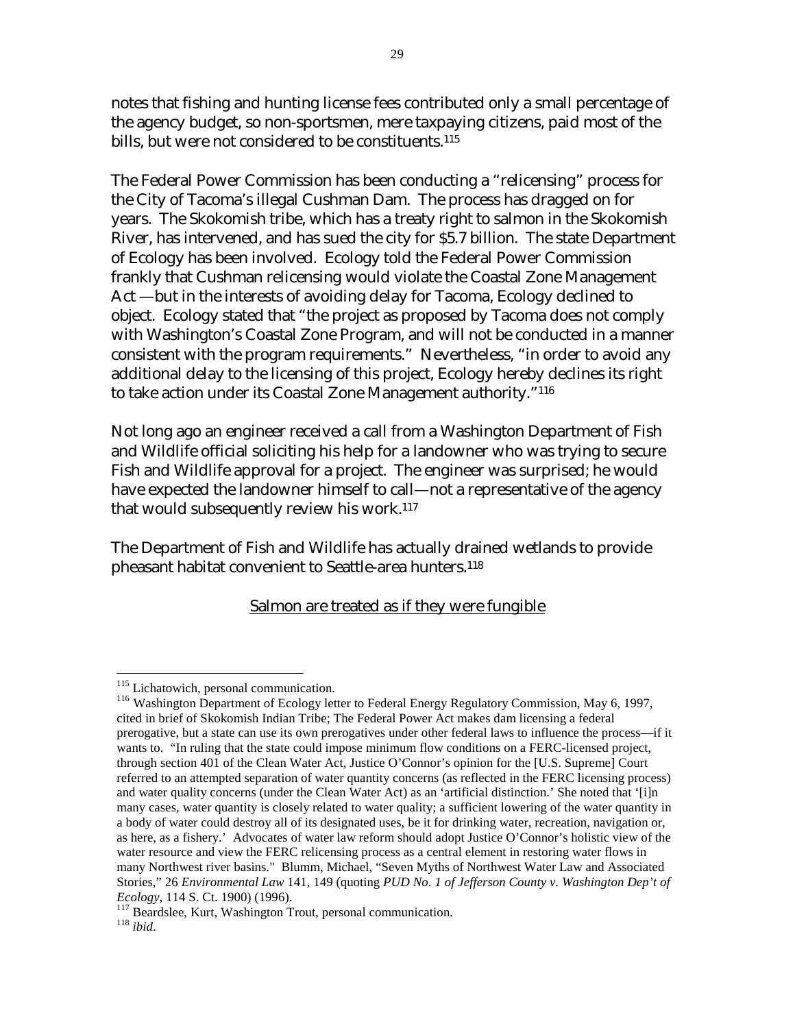notes that fishing and hunting license fees contributed only a small percentage of the agency budget, so non-sportsmen, mere taxpaying citizens, paid most of the bills, but were not considered to be constituents.[115]

The Federal Power Commission has been conducting a "relicensing" process for the City of Tacoma's illegal Cushman Dam. The process has dragged on for years. The Skokomish tribe, which has a treaty right to salmon in the Skokomish River, has intervened, and has sued the city for $5.7 billion. The state Department of Ecology has been involved. Ecology told the Federal Power Commission frankly that Cushman relicensing would violate the Coastal Zone Management Act —but in the interests of avoiding delay for Tacoma, Ecology declined to object. Ecology stated that "the project as proposed by Tacoma does not comply with Washington's Coastal Zone Program, and will not be conducted in a manner consistent with the program requirements." Nevertheless, "in order to avoid any additional delay to the licensing of this project, Ecology hereby declines its right to take action under its Coastal Zone Management authority."[116]

Not long ago an engineer received a call from a Washington Department of Fish and Wildlife official soliciting his help for a landowner who was trying to secure Fish and Wildlife approval for a project. The engineer was surprised; he would have expected the landowner himself to call—not a representative of the agency that would subsequently review his work.[117]

The Department of Fish and Wildlife has actually drained wetlands to provide pheasant habitat convenient to Seattle-area hunters.[118]

<u>Salmon are treated as if they were fungible</u>

---

[115] Lichatowich, personal communication.

[116] Washington Department of Ecology letter to Federal Energy Regulatory Commission, May 6, 1997, cited in brief of Skokomish Indian Tribe; The Federal Power Act makes dam licensing a federal prerogative, but a state can use its own prerogatives under other federal laws to influence the process—if it wants to. "In ruling that the state could impose minimum flow conditions on a FERC-licensed project, through section 401 of the Clean Water Act, Justice O'Connor's opinion for the [U.S. Supreme] Court referred to an attempted separation of water quantity concerns (as reflected in the FERC licensing process) and water quality concerns (under the Clean Water Act) as an 'artificial distinction.' She noted that '[i]n many cases, water quantity is closely related to water quality; a sufficient lowering of the water quantity in a body of water could destroy all of its designated uses, be it for drinking water, recreation, navigation or, as here, as a fishery.' Advocates of water law reform should adopt Justice O'Connor's holistic view of the water resource and view the FERC relicensing process as a central element in restoring water flows in many Northwest river basins." Blumm, Michael, "Seven Myths of Northwest Water Law and Associated Stories," 26 *Environmental Law* 141, 149 (quoting *PUD No. 1 of Jefferson County v. Washington Dep't of Ecology*, 114 S. Ct. 1900) (1996).

[117] Beardslee, Kurt, Washington Trout, personal communication.

[118] *ibid*.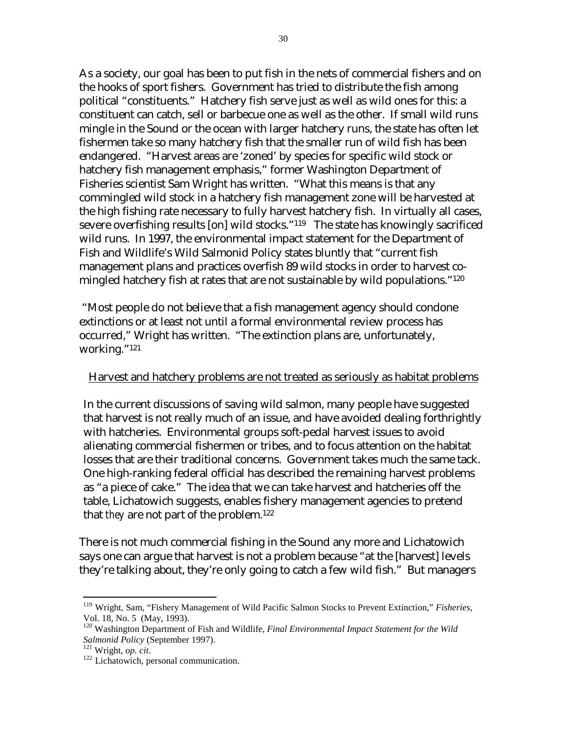As a society, our goal has been to put fish in the nets of commercial fishers and on the hooks of sport fishers. Government has tried to distribute the fish among political "constituents." Hatchery fish serve just as well as wild ones for this: a constituent can catch, sell or barbecue one as well as the other. If small wild runs mingle in the Sound or the ocean with larger hatchery runs, the state has often let fishermen take so many hatchery fish that the smaller run of wild fish has been endangered. "Harvest areas are 'zoned' by species for specific wild stock or hatchery fish management emphasis," former Washington Department of Fisheries scientist Sam Wright has written. "What this means is that any commingled wild stock in a hatchery fish management zone will be harvested at the high fishing rate necessary to fully harvest hatchery fish. In virtually all cases, severe overfishing results [on] wild stocks."[119] The state has knowingly sacrificed wild runs. In 1997, the environmental impact statement for the Department of Fish and Wildlife's Wild Salmonid Policy states bluntly that "current fish management plans and practices overfish 89 wild stocks in order to harvest co-mingled hatchery fish at rates that are not sustainable by wild populations."[120]

"Most people do not believe that a fish management agency should condone extinctions or at least not until a formal environmental review process has occurred," Wright has written. "The extinction plans are, unfortunately, working."[121]

<u>Harvest and hatchery problems are not treated as seriously as habitat problems</u>

In the current discussions of saving wild salmon, many people have suggested that harvest is not really much of an issue, and have avoided dealing forthrightly with hatcheries. Environmental groups soft-pedal harvest issues to avoid alienating commercial fishermen or tribes, and to focus attention on the habitat losses that are their traditional concerns. Government takes much the same tack. One high-ranking federal official has described the remaining harvest problems as "a piece of cake." The idea that we can take harvest and hatcheries off the table, Lichatowich suggests, enables fishery management agencies to pretend that *they* are not part of the problem.[122]

There is not much commercial fishing in the Sound any more and Lichatowich says one can argue that harvest is not a problem because "at the [harvest] levels they're talking about, they're only going to catch a few wild fish." But managers

---

[119] Wright, Sam, "Fishery Management of Wild Pacific Salmon Stocks to Prevent Extinction," *Fisheries*, Vol. 18, No. 5 (May, 1993).

[120] Washington Department of Fish and Wildlife, *Final Environmental Impact Statement for the Wild Salmonid Policy* (September 1997).

[121] Wright, *op. cit*.

[122] Lichatowich, personal communication.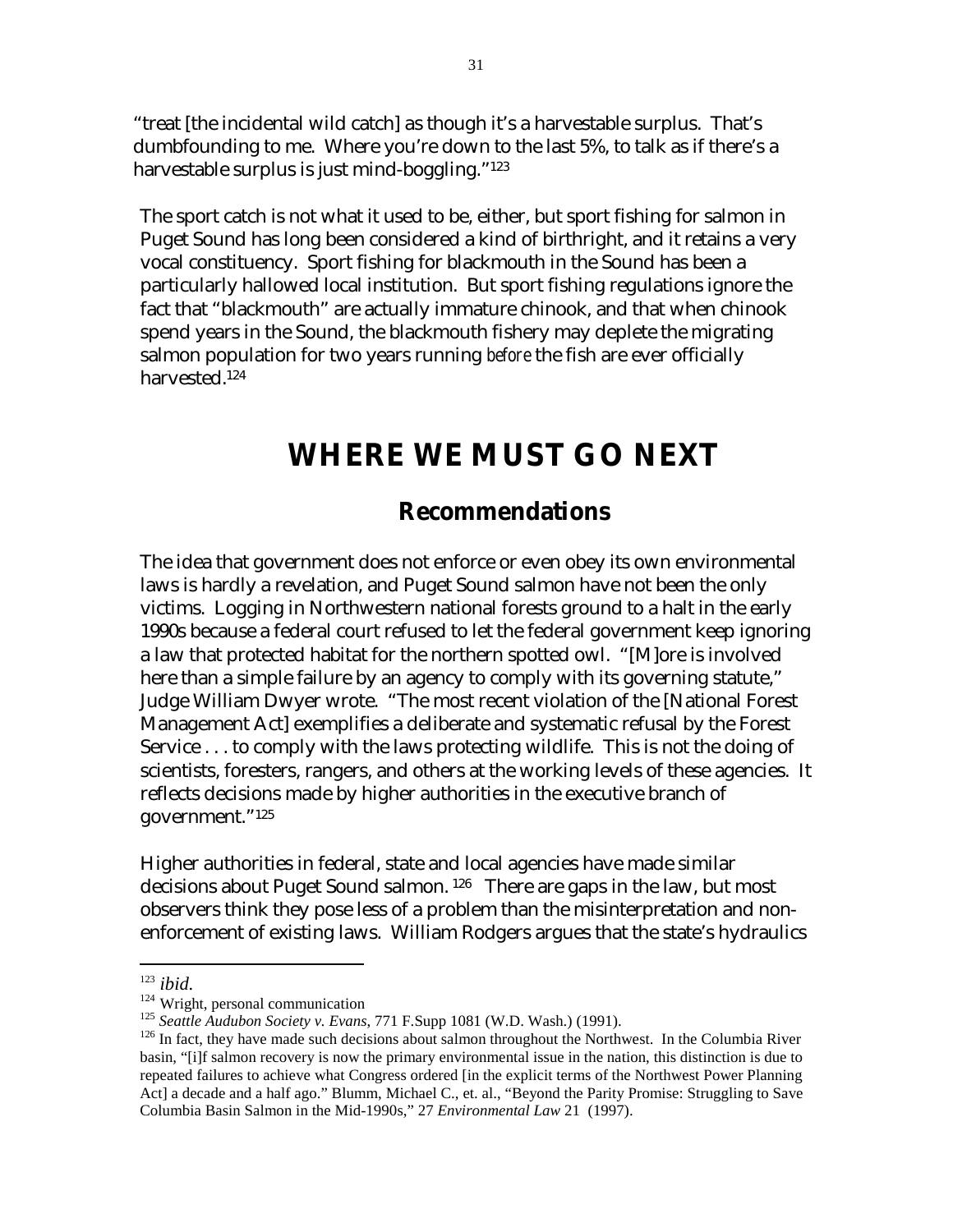"treat [the incidental wild catch] as though it's a harvestable surplus. That's dumbfounding to me. Where you're down to the last 5%, to talk as if there's a harvestable surplus is just mind-boggling."[123]

The sport catch is not what it used to be, either, but sport fishing for salmon in Puget Sound has long been considered a kind of birthright, and it retains a very vocal constituency. Sport fishing for blackmouth in the Sound has been a particularly hallowed local institution. But sport fishing regulations ignore the fact that "blackmouth" are actually immature chinook, and that when chinook spend years in the Sound, the blackmouth fishery may deplete the migrating salmon population for two years running *before* the fish are ever officially harvested.[124]

# WHERE WE MUST GO NEXT

## Recommendations

The idea that government does not enforce or even obey its own environmental laws is hardly a revelation, and Puget Sound salmon have not been the only victims. Logging in Northwestern national forests ground to a halt in the early 1990s because a federal court refused to let the federal government keep ignoring a law that protected habitat for the northern spotted owl. "[M]ore is involved here than a simple failure by an agency to comply with its governing statute," Judge William Dwyer wrote. "The most recent violation of the [National Forest Management Act] exemplifies a deliberate and systematic refusal by the Forest Service . . . to comply with the laws protecting wildlife. This is not the doing of scientists, foresters, rangers, and others at the working levels of these agencies. It reflects decisions made by higher authorities in the executive branch of government."[125]

Higher authorities in federal, state and local agencies have made similar decisions about Puget Sound salmon.[126] There are gaps in the law, but most observers think they pose less of a problem than the misinterpretation and non-enforcement of existing laws. William Rodgers argues that the state's hydraulics

---

[123] *ibid.*

[124] Wright, personal communication

[125] *Seattle Audubon Society v. Evans*, 771 F.Supp 1081 (W.D. Wash.) (1991).

[126] In fact, they have made such decisions about salmon throughout the Northwest. In the Columbia River basin, "[i]f salmon recovery is now the primary environmental issue in the nation, this distinction is due to repeated failures to achieve what Congress ordered [in the explicit terms of the Northwest Power Planning Act] a decade and a half ago." Blumm, Michael C., et. al., "Beyond the Parity Promise: Struggling to Save Columbia Basin Salmon in the Mid-1990s," 27 *Environmental Law* 21 (1997).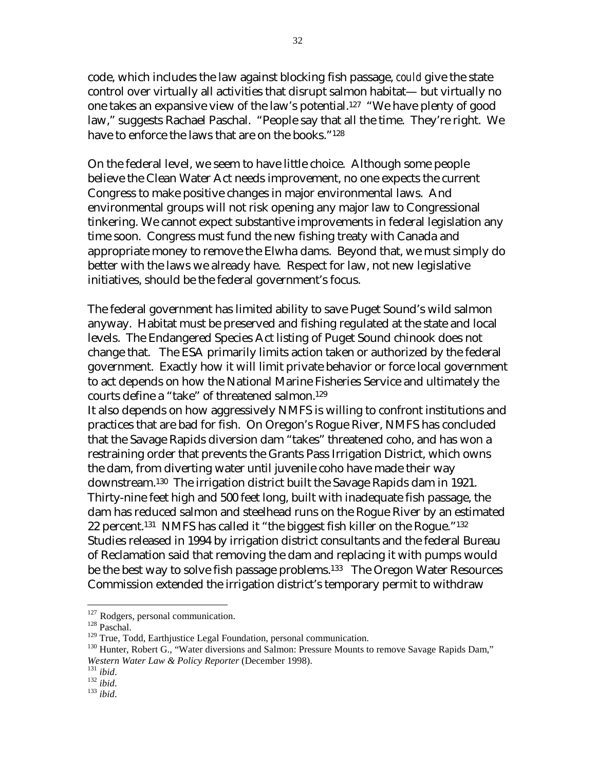code, which includes the law against blocking fish passage, *could* give the state control over virtually all activities that disrupt salmon habitat— but virtually no one takes an expansive view of the law's potential.[127] "We have plenty of good law," suggests Rachael Paschal. "People say that all the time. They're right. We have to enforce the laws that are on the books."[128]

On the federal level, we seem to have little choice. Although some people believe the Clean Water Act needs improvement, no one expects the current Congress to make positive changes in major environmental laws. And environmental groups will not risk opening any major law to Congressional tinkering. We cannot expect substantive improvements in federal legislation any time soon. Congress must fund the new fishing treaty with Canada and appropriate money to remove the Elwha dams. Beyond that, we must simply do better with the laws we already have. Respect for law, not new legislative initiatives, should be the federal government's focus.

The federal government has limited ability to save Puget Sound's wild salmon anyway. Habitat must be preserved and fishing regulated at the state and local levels. The Endangered Species Act listing of Puget Sound chinook does not change that. The ESA primarily limits action taken or authorized by the federal government. Exactly how it will limit private behavior or force local government to act depends on how the National Marine Fisheries Service and ultimately the courts define a "take" of threatened salmon.[129]

It also depends on how aggressively NMFS is willing to confront institutions and practices that are bad for fish. On Oregon's Rogue River, NMFS has concluded that the Savage Rapids diversion dam "takes" threatened coho, and has won a restraining order that prevents the Grants Pass Irrigation District, which owns the dam, from diverting water until juvenile coho have made their way downstream.[130] The irrigation district built the Savage Rapids dam in 1921. Thirty-nine feet high and 500 feet long, built with inadequate fish passage, the dam has reduced salmon and steelhead runs on the Rogue River by an estimated 22 percent.[131] NMFS has called it "the biggest fish killer on the Rogue."[132] Studies released in 1994 by irrigation district consultants and the federal Bureau of Reclamation said that removing the dam and replacing it with pumps would be the best way to solve fish passage problems.[133] The Oregon Water Resources Commission extended the irrigation district's temporary permit to withdraw

---

[127] Rodgers, personal communication.

[128] Paschal.

[129] True, Todd, Earthjustice Legal Foundation, personal communication.

[130] Hunter, Robert G., "Water diversions and Salmon: Pressure Mounts to remove Savage Rapids Dam," *Western Water Law & Policy Reporter* (December 1998).

[131] *ibid*.

[132] *ibid*.

[133] *ibid*.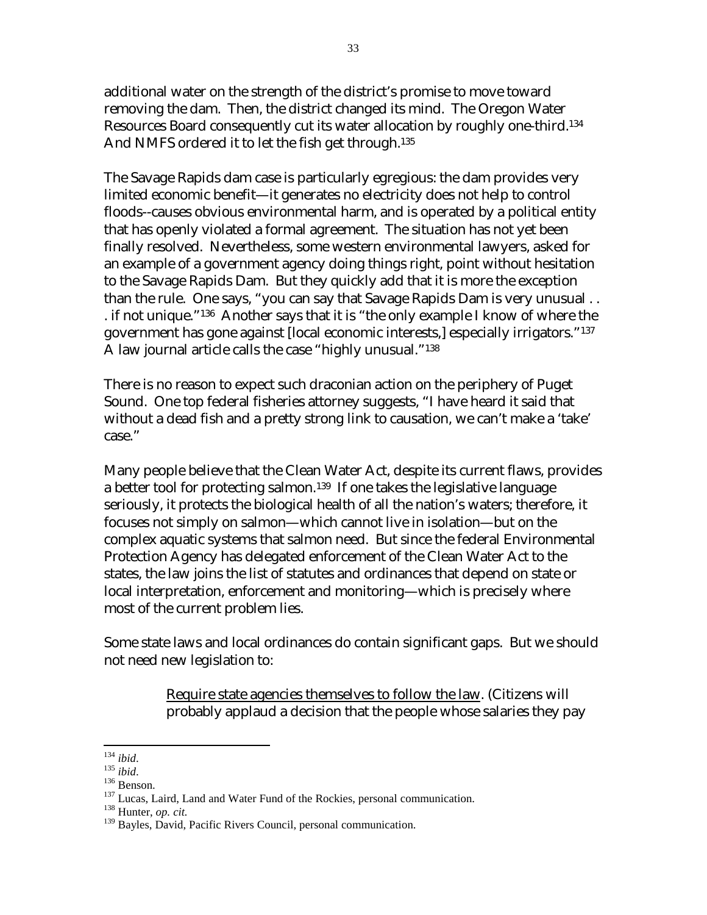additional water on the strength of the district's promise to move toward removing the dam. Then, the district changed its mind. The Oregon Water Resources Board consequently cut its water allocation by roughly one-third.[134] And NMFS ordered it to let the fish get through.[135]

The Savage Rapids dam case is particularly egregious: the dam provides very limited economic benefit—it generates no electricity does not help to control floods--causes obvious environmental harm, and is operated by a political entity that has openly violated a formal agreement. The situation has not yet been finally resolved. Nevertheless, some western environmental lawyers, asked for an example of a government agency doing things right, point without hesitation to the Savage Rapids Dam. But they quickly add that it is more the exception than the rule. One says, "you can say that Savage Rapids Dam is very unusual . . . if not unique."[136] Another says that it is "the only example I know of where the government has gone against [local economic interests,] especially irrigators."[137] A law journal article calls the case "highly unusual."[138]

There is no reason to expect such draconian action on the periphery of Puget Sound. One top federal fisheries attorney suggests, "I have heard it said that without a dead fish and a pretty strong link to causation, we can't make a 'take' case."

Many people believe that the Clean Water Act, despite its current flaws, provides a better tool for protecting salmon.[139] If one takes the legislative language seriously, it protects the biological health of all the nation's waters; therefore, it focuses not simply on salmon—which cannot live in isolation—but on the complex aquatic systems that salmon need. But since the federal Environmental Protection Agency has delegated enforcement of the Clean Water Act to the states, the law joins the list of statutes and ordinances that depend on state or local interpretation, enforcement and monitoring—which is precisely where most of the current problem lies.

Some state laws and local ordinances do contain significant gaps. But we should not need new legislation to:

> <u>Require state agencies themselves to follow the law</u>. (Citizens will probably applaud a decision that the people whose salaries they pay

---

[134] *ibid*.
[135] *ibid*.
[136] Benson.
[137] Lucas, Laird, Land and Water Fund of the Rockies, personal communication.
[138] Hunter, *op. cit.*
[139] Bayles, David, Pacific Rivers Council, personal communication.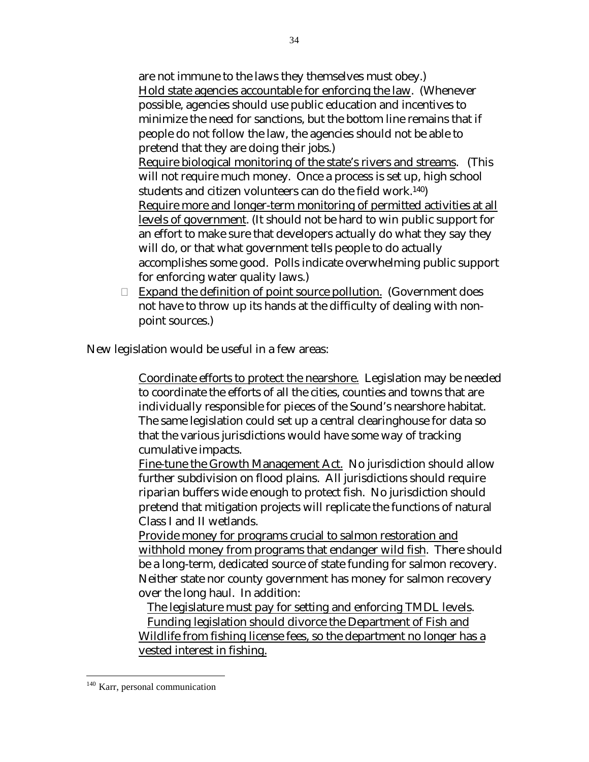are not immune to the laws they themselves must obey.)

<u>Hold state agencies accountable for enforcing the law</u>. (Whenever possible, agencies should use public education and incentives to minimize the need for sanctions, but the bottom line remains that if people do not follow the law, the agencies should not be able to pretend that they are doing their jobs.)

<u>Require biological monitoring of the state's rivers and streams</u>. (This will not require much money. Once a process is set up, high school students and citizen volunteers can do the field work.[140])

<u>Require more and longer-term monitoring of permitted activities at all levels of government</u>. (It should not be hard to win public support for an effort to make sure that developers actually do what they say they will do, or that what government tells people to do actually accomplishes some good. Polls indicate overwhelming public support for enforcing water quality laws.)

- <u>Expand the definition of point source pollution.</u> (Government does not have to throw up its hands at the difficulty of dealing with non-point sources.)

New legislation would be useful in a few areas:

<u>Coordinate efforts to protect the nearshore.</u> Legislation may be needed to coordinate the efforts of all the cities, counties and towns that are individually responsible for pieces of the Sound's nearshore habitat. The same legislation could set up a central clearinghouse for data so that the various jurisdictions would have some way of tracking cumulative impacts.

<u>Fine-tune the Growth Management Act.</u> No jurisdiction should allow further subdivision on flood plains. All jurisdictions should require riparian buffers wide enough to protect fish. No jurisdiction should pretend that mitigation projects will replicate the functions of natural Class I and II wetlands.

<u>Provide money for programs crucial to salmon restoration and withhold money from programs that endanger wild fish</u>. There should be a long-term, dedicated source of state funding for salmon recovery. Neither state nor county government has money for salmon recovery over the long haul. In addition:

<u>The legislature must pay for setting and enforcing TMDL levels</u>.

<u>Funding legislation should divorce the Department of Fish and Wildlife from fishing license fees, so the department no longer has a vested interest in fishing.</u>

[140] Karr, personal communication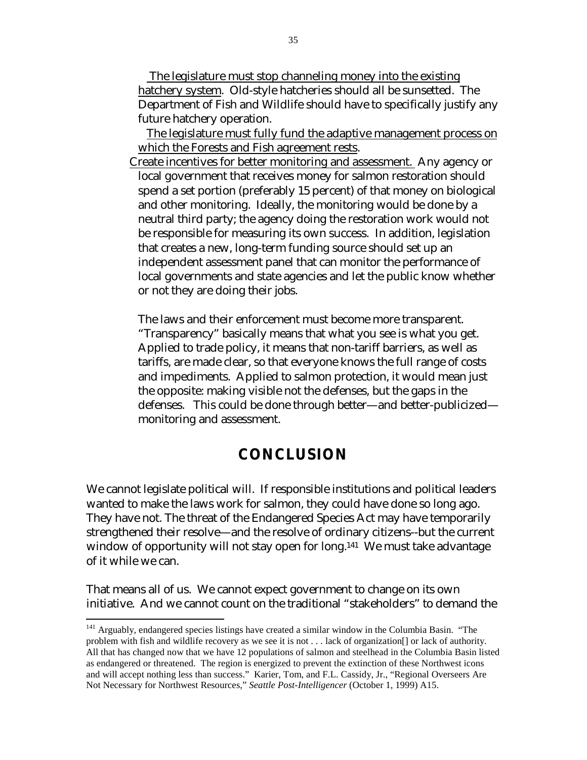The legislature must stop channeling money into the existing hatchery system. Old-style hatcheries should all be sunsetted. The Department of Fish and Wildlife should have to specifically justify any future hatchery operation.

The legislature must fully fund the adaptive management process on which the Forests and Fish agreement rests.

Create incentives for better monitoring and assessment. Any agency or local government that receives money for salmon restoration should spend a set portion (preferably 15 percent) of that money on biological and other monitoring. Ideally, the monitoring would be done by a neutral third party; the agency doing the restoration work would not be responsible for measuring its own success. In addition, legislation that creates a new, long-term funding source should set up an independent assessment panel that can monitor the performance of local governments and state agencies and let the public know whether or not they are doing their jobs.

The laws and their enforcement must become more transparent. "Transparency" basically means that what you see is what you get. Applied to trade policy, it means that non-tariff barriers, as well as tariffs, are made clear, so that everyone knows the full range of costs and impediments. Applied to salmon protection, it would mean just the opposite: making visible not the defenses, but the gaps in the defenses. This could be done through better—and better-publicized—monitoring and assessment.

## CONCLUSION

We cannot legislate political will. If responsible institutions and political leaders wanted to make the laws work for salmon, they could have done so long ago. They have not. The threat of the Endangered Species Act may have temporarily strengthened their resolve—and the resolve of ordinary citizens--but the current window of opportunity will not stay open for long.[141] We must take advantage of it while we can.

That means all of us. We cannot expect government to change on its own initiative. And we cannot count on the traditional "stakeholders" to demand the

---

[141] Arguably, endangered species listings have created a similar window in the Columbia Basin. "The problem with fish and wildlife recovery as we see it is not . . . lack of organization[] or lack of authority. All that has changed now that we have 12 populations of salmon and steelhead in the Columbia Basin listed as endangered or threatened. The region is energized to prevent the extinction of these Northwest icons and will accept nothing less than success." Karier, Tom, and F.L. Cassidy, Jr., "Regional Overseers Are Not Necessary for Northwest Resources," *Seattle Post-Intelligencer* (October 1, 1999) A15.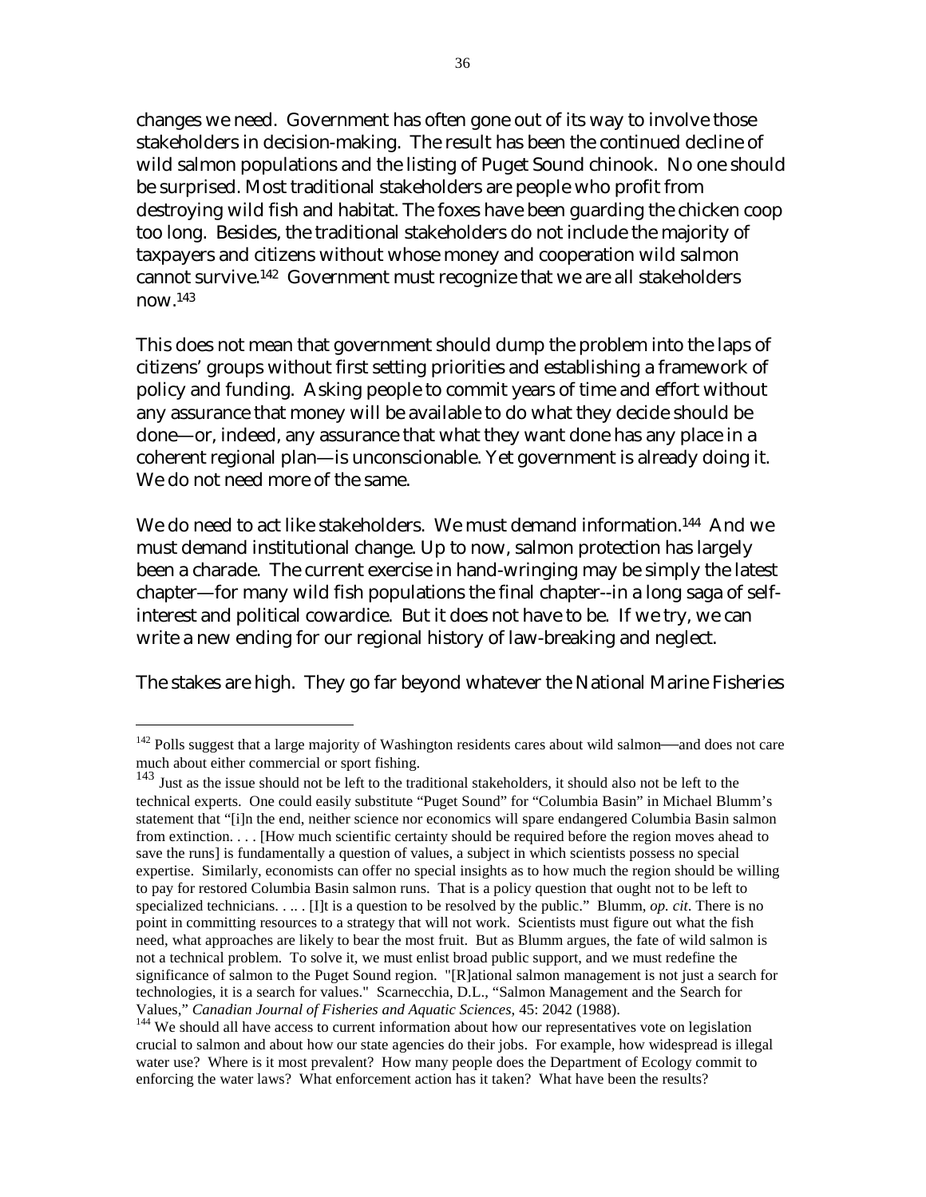changes we need. Government has often gone out of its way to involve those stakeholders in decision-making. The result has been the continued decline of wild salmon populations and the listing of Puget Sound chinook. No one should be surprised. Most traditional stakeholders are people who profit from destroying wild fish and habitat. The foxes have been guarding the chicken coop too long. Besides, the traditional stakeholders do not include the majority of taxpayers and citizens without whose money and cooperation wild salmon cannot survive.[142] Government must recognize that we are all stakeholders now.[143]

This does not mean that government should dump the problem into the laps of citizens' groups without first setting priorities and establishing a framework of policy and funding. Asking people to commit years of time and effort without any assurance that money will be available to do what they decide should be done—or, indeed, any assurance that what they want done has any place in a coherent regional plan—is unconscionable. Yet government is already doing it. We do not need more of the same.

We do need to act like stakeholders. We must demand information.[144] And we must demand institutional change. Up to now, salmon protection has largely been a charade. The current exercise in hand-wringing may be simply the latest chapter—for many wild fish populations the final chapter--in a long saga of self-interest and political cowardice. But it does not have to be. If we try, we can write a new ending for our regional history of law-breaking and neglect.

The stakes are high. They go far beyond whatever the National Marine Fisheries

---

[142] Polls suggest that a large majority of Washington residents cares about wild salmon—and does not care much about either commercial or sport fishing.

[143] Just as the issue should not be left to the traditional stakeholders, it should also not be left to the technical experts. One could easily substitute "Puget Sound" for "Columbia Basin" in Michael Blumm's statement that "[i]n the end, neither science nor economics will spare endangered Columbia Basin salmon from extinction. . . . [How much scientific certainty should be required before the region moves ahead to save the runs] is fundamentally a question of values, a subject in which scientists possess no special expertise. Similarly, economists can offer no special insights as to how much the region should be willing to pay for restored Columbia Basin salmon runs. That is a policy question that ought not to be left to specialized technicians. . .. . [I]t is a question to be resolved by the public." Blumm, *op. cit*. There is no point in committing resources to a strategy that will not work. Scientists must figure out what the fish need, what approaches are likely to bear the most fruit. But as Blumm argues, the fate of wild salmon is not a technical problem. To solve it, we must enlist broad public support, and we must redefine the significance of salmon to the Puget Sound region. "[R]ational salmon management is not just a search for technologies, it is a search for values." Scarnecchia, D.L., "Salmon Management and the Search for Values," *Canadian Journal of Fisheries and Aquatic Sciences*, 45: 2042 (1988).

[144] We should all have access to current information about how our representatives vote on legislation crucial to salmon and about how our state agencies do their jobs. For example, how widespread is illegal water use? Where is it most prevalent? How many people does the Department of Ecology commit to enforcing the water laws? What enforcement action has it taken? What have been the results?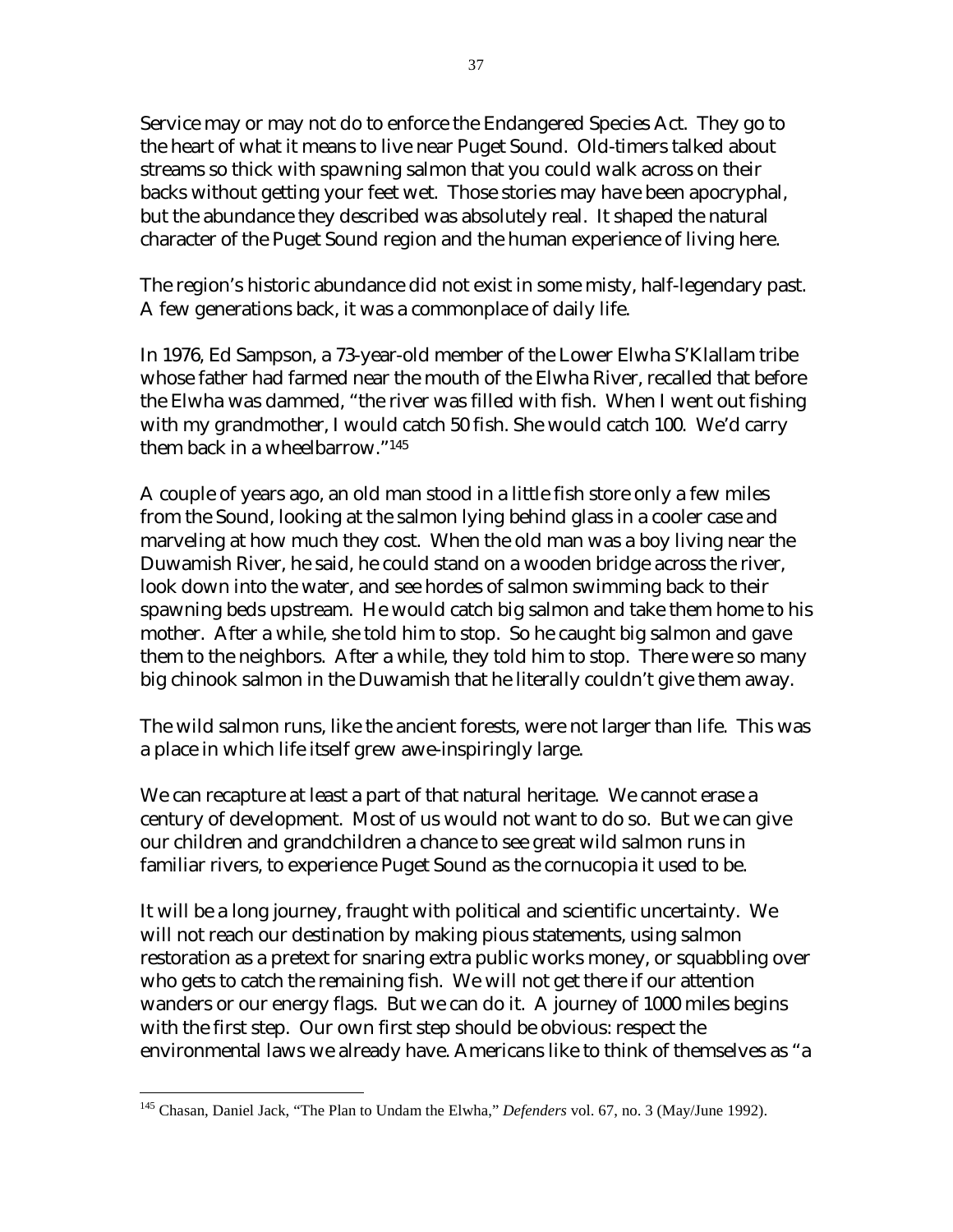Service may or may not do to enforce the Endangered Species Act. They go to the heart of what it means to live near Puget Sound. Old-timers talked about streams so thick with spawning salmon that you could walk across on their backs without getting your feet wet. Those stories may have been apocryphal, but the abundance they described was absolutely real. It shaped the natural character of the Puget Sound region and the human experience of living here.

The region's historic abundance did not exist in some misty, half-legendary past. A few generations back, it was a commonplace of daily life.

In 1976, Ed Sampson, a 73-year-old member of the Lower Elwha S'Klallam tribe whose father had farmed near the mouth of the Elwha River, recalled that before the Elwha was dammed, "the river was filled with fish. When I went out fishing with my grandmother, I would catch 50 fish. She would catch 100. We'd carry them back in a wheelbarrow."[145]

A couple of years ago, an old man stood in a little fish store only a few miles from the Sound, looking at the salmon lying behind glass in a cooler case and marveling at how much they cost. When the old man was a boy living near the Duwamish River, he said, he could stand on a wooden bridge across the river, look down into the water, and see hordes of salmon swimming back to their spawning beds upstream. He would catch big salmon and take them home to his mother. After a while, she told him to stop. So he caught big salmon and gave them to the neighbors. After a while, they told him to stop. There were so many big chinook salmon in the Duwamish that he literally couldn't give them away.

The wild salmon runs, like the ancient forests, were not larger than life. This was a place in which life itself grew awe-inspiringly large.

We can recapture at least a part of that natural heritage. We cannot erase a century of development. Most of us would not want to do so. But we can give our children and grandchildren a chance to see great wild salmon runs in familiar rivers, to experience Puget Sound as the cornucopia it used to be.

It will be a long journey, fraught with political and scientific uncertainty. We will not reach our destination by making pious statements, using salmon restoration as a pretext for snaring extra public works money, or squabbling over who gets to catch the remaining fish. We will not get there if our attention wanders or our energy flags. But we can do it. A journey of 1000 miles begins with the first step. Our own first step should be obvious: respect the environmental laws we already have. Americans like to think of themselves as "a

---

[145] Chasan, Daniel Jack, "The Plan to Undam the Elwha," *Defenders* vol. 67, no. 3 (May/June 1992).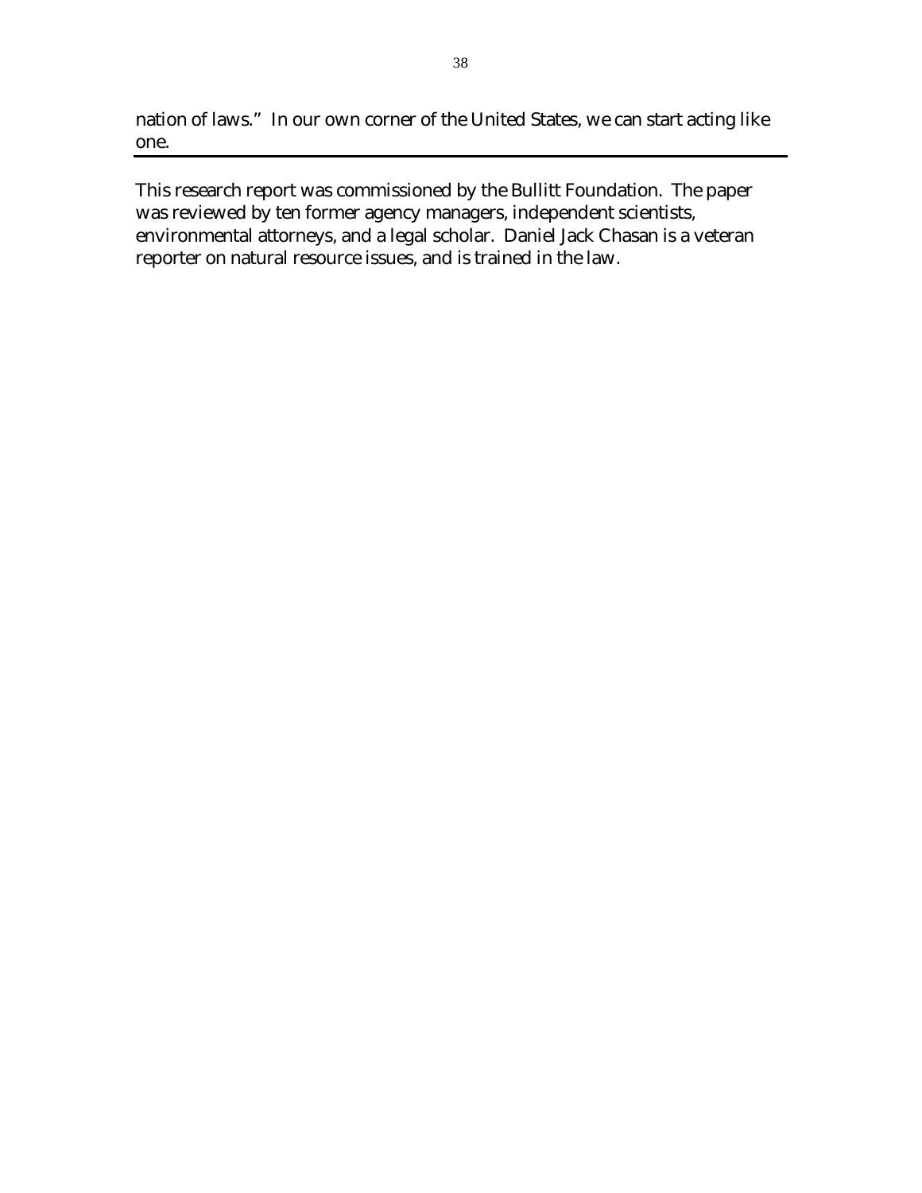nation of laws." In our own corner of the United States, we can start acting like one.

---

This research report was commissioned by the Bullitt Foundation. The paper was reviewed by ten former agency managers, independent scientists, environmental attorneys, and a legal scholar. Daniel Jack Chasan is a veteran reporter on natural resource issues, and is trained in the law.